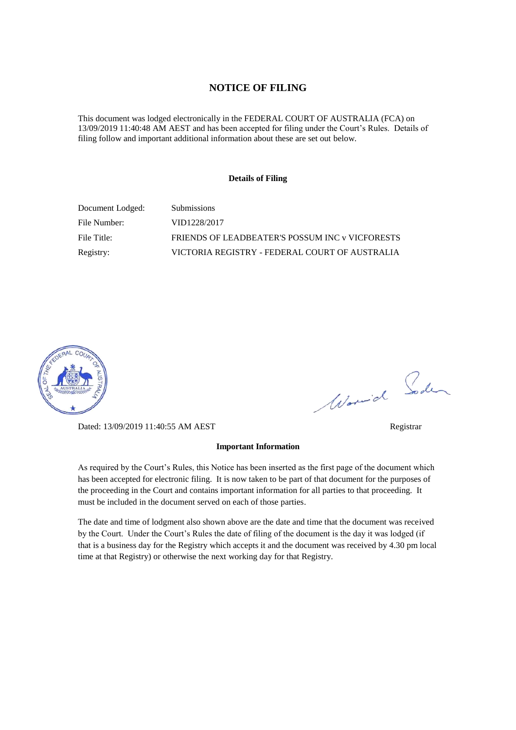# NOTICE OF FILING

This document was lodged electronically in the FEDERAL COURT OF AUSTRALIA (FCA) on 13/09/2019 11:40:48 AM AEST and has been accepted for filing under the Court's Rules. Details of filing follow and important additional information about these are set out below.

**Details of Filing**

| | |
|---|---|
| Document Lodged: | Submissions |
| File Number: | VID1228/2017 |
| File Title: | FRIENDS OF LEADBEATER'S POSSUM INC v VICFORESTS |
| Registry: | VICTORIA REGISTRY - FEDERAL COURT OF AUSTRALIA |

Dated: 13/09/2019 11:40:55 AM AEST

Registrar

**Important Information**

As required by the Court's Rules, this Notice has been inserted as the first page of the document which has been accepted for electronic filing. It is now taken to be part of that document for the purposes of the proceeding in the Court and contains important information for all parties to that proceeding. It must be included in the document served on each of those parties.

The date and time of lodgment also shown above are the date and time that the document was received by the Court. Under the Court's Rules the date of filing of the document is the day it was lodged (if that is a business day for the Registry which accepts it and the document was received by 4.30 pm local time at that Registry) or otherwise the next working day for that Registry.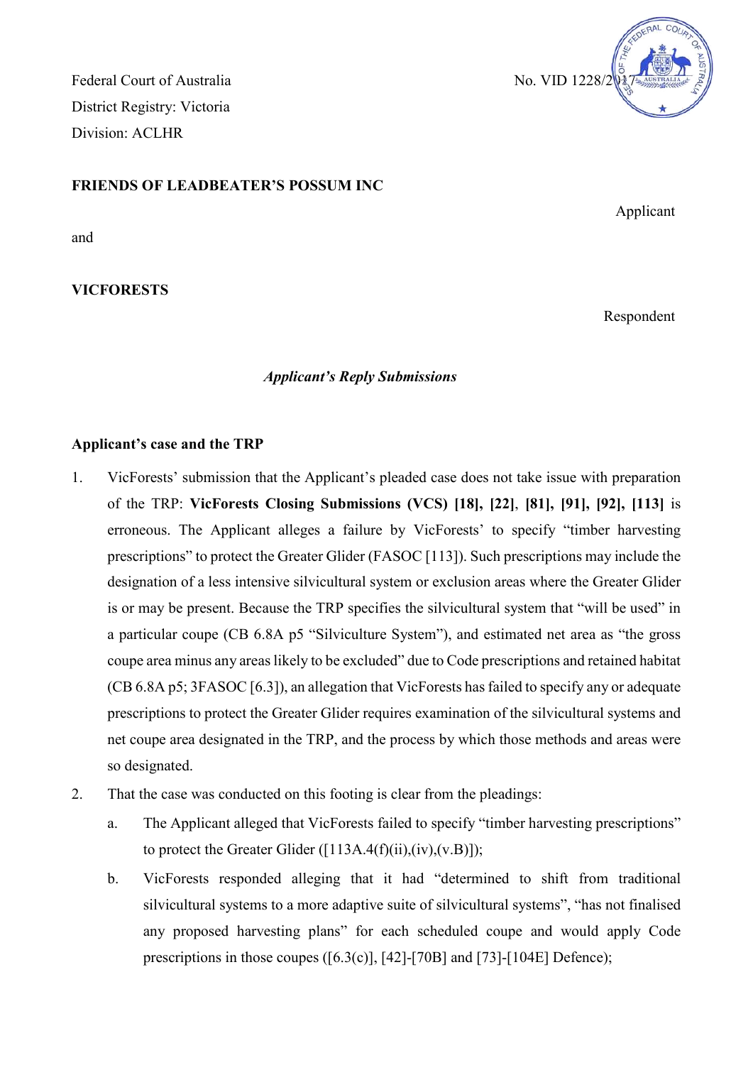Federal Court of Australia
District Registry: Victoria
Division: ACLHR

No. VID 1228/2017

**FRIENDS OF LEADBEATER'S POSSUM INC**

Applicant

and

**VICFORESTS**

Respondent

*Applicant's Reply Submissions*

## Applicant's case and the TRP

1. VicForests' submission that the Applicant's pleaded case does not take issue with preparation of the TRP: **VicForests Closing Submissions (VCS) [18], [22]**, **[81], [91], [92], [113]** is erroneous. The Applicant alleges a failure by VicForests' to specify "timber harvesting prescriptions" to protect the Greater Glider (FASOC [113]). Such prescriptions may include the designation of a less intensive silvicultural system or exclusion areas where the Greater Glider is or may be present. Because the TRP specifies the silvicultural system that "will be used" in a particular coupe (CB 6.8A p5 "Silviculture System"), and estimated net area as "the gross coupe area minus any areas likely to be excluded" due to Code prescriptions and retained habitat (CB 6.8A p5; 3FASOC [6.3]), an allegation that VicForests has failed to specify any or adequate prescriptions to protect the Greater Glider requires examination of the silvicultural systems and net coupe area designated in the TRP, and the process by which those methods and areas were so designated.

2. That the case was conducted on this footing is clear from the pleadings:

    a. The Applicant alleged that VicForests failed to specify "timber harvesting prescriptions" to protect the Greater Glider ([113A.4(f)(ii),(iv),(v.B)]);

    b. VicForests responded alleging that it had "determined to shift from traditional silvicultural systems to a more adaptive suite of silvicultural systems", "has not finalised any proposed harvesting plans" for each scheduled coupe and would apply Code prescriptions in those coupes ([6.3(c)], [42]-[70B] and [73]-[104E] Defence);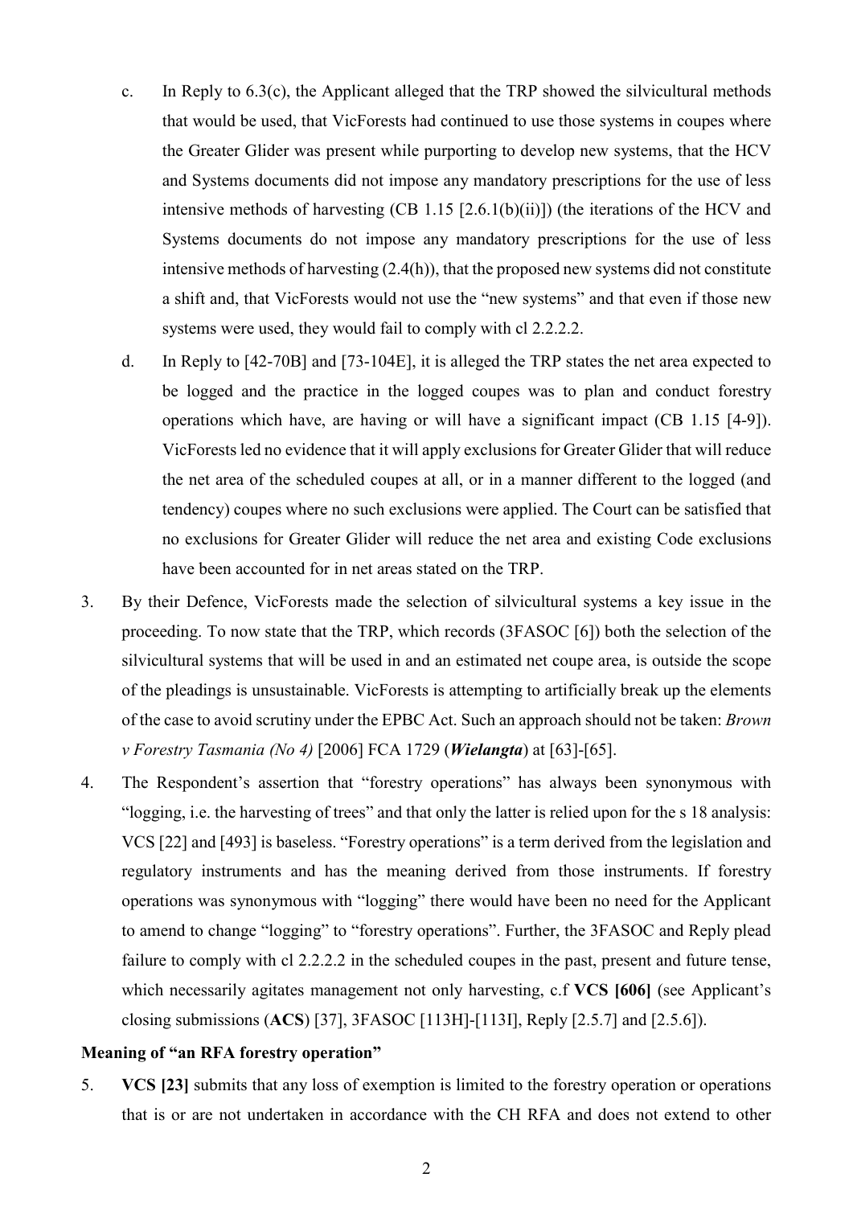c. In Reply to 6.3(c), the Applicant alleged that the TRP showed the silvicultural methods that would be used, that VicForests had continued to use those systems in coupes where the Greater Glider was present while purporting to develop new systems, that the HCV and Systems documents did not impose any mandatory prescriptions for the use of less intensive methods of harvesting (CB 1.15 [2.6.1(b)(ii)]) (the iterations of the HCV and Systems documents do not impose any mandatory prescriptions for the use of less intensive methods of harvesting (2.4(h)), that the proposed new systems did not constitute a shift and, that VicForests would not use the "new systems" and that even if those new systems were used, they would fail to comply with cl 2.2.2.2.

d. In Reply to [42-70B] and [73-104E], it is alleged the TRP states the net area expected to be logged and the practice in the logged coupes was to plan and conduct forestry operations which have, are having or will have a significant impact (CB 1.15 [4-9]). VicForests led no evidence that it will apply exclusions for Greater Glider that will reduce the net area of the scheduled coupes at all, or in a manner different to the logged (and tendency) coupes where no such exclusions were applied. The Court can be satisfied that no exclusions for Greater Glider will reduce the net area and existing Code exclusions have been accounted for in net areas stated on the TRP.

3. By their Defence, VicForests made the selection of silvicultural systems a key issue in the proceeding. To now state that the TRP, which records (3FASOC [6]) both the selection of the silvicultural systems that will be used in and an estimated net coupe area, is outside the scope of the pleadings is unsustainable. VicForests is attempting to artificially break up the elements of the case to avoid scrutiny under the EPBC Act. Such an approach should not be taken: *Brown v Forestry Tasmania (No 4)* [2006] FCA 1729 (***Wielangta***) at [63]-[65].

4. The Respondent's assertion that "forestry operations" has always been synonymous with "logging, i.e. the harvesting of trees" and that only the latter is relied upon for the s 18 analysis: VCS [22] and [493] is baseless. "Forestry operations" is a term derived from the legislation and regulatory instruments and has the meaning derived from those instruments. If forestry operations was synonymous with "logging" there would have been no need for the Applicant to amend to change "logging" to "forestry operations". Further, the 3FASOC and Reply plead failure to comply with cl 2.2.2.2 in the scheduled coupes in the past, present and future tense, which necessarily agitates management not only harvesting, c.f **VCS [606]** (see Applicant's closing submissions (**ACS**) [37], 3FASOC [113H]-[113I], Reply [2.5.7] and [2.5.6]).

### Meaning of "an RFA forestry operation"

5. **VCS [23]** submits that any loss of exemption is limited to the forestry operation or operations that is or are not undertaken in accordance with the CH RFA and does not extend to other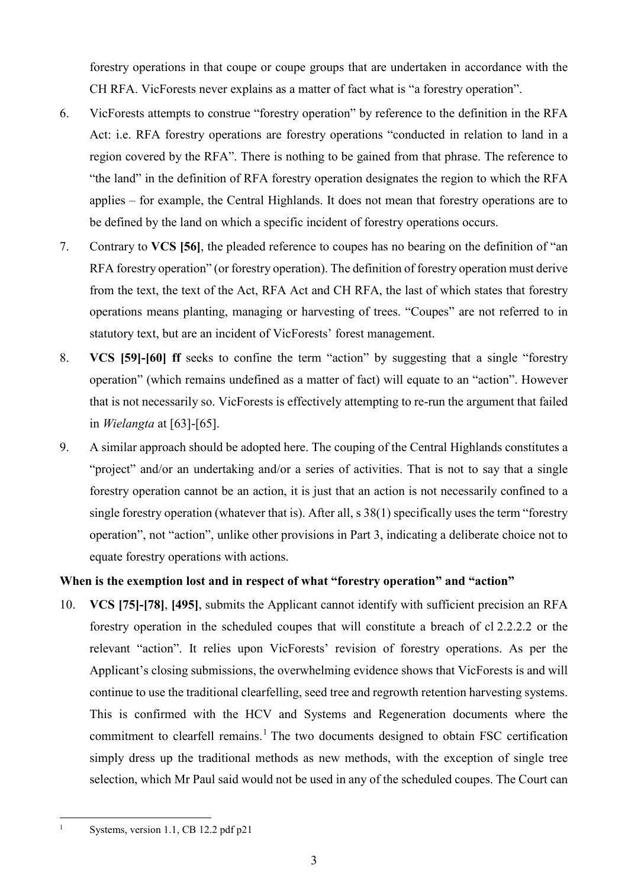forestry operations in that coupe or coupe groups that are undertaken in accordance with the CH RFA. VicForests never explains as a matter of fact what is "a forestry operation".

6. VicForests attempts to construe "forestry operation" by reference to the definition in the RFA Act: i.e. RFA forestry operations are forestry operations "conducted in relation to land in a region covered by the RFA". There is nothing to be gained from that phrase. The reference to "the land" in the definition of RFA forestry operation designates the region to which the RFA applies – for example, the Central Highlands. It does not mean that forestry operations are to be defined by the land on which a specific incident of forestry operations occurs.

7. Contrary to **VCS [56]**, the pleaded reference to coupes has no bearing on the definition of "an RFA forestry operation" (or forestry operation). The definition of forestry operation must derive from the text, the text of the Act, RFA Act and CH RFA, the last of which states that forestry operations means planting, managing or harvesting of trees. "Coupes" are not referred to in statutory text, but are an incident of VicForests' forest management.

8. **VCS [59]-[60] ff** seeks to confine the term "action" by suggesting that a single "forestry operation" (which remains undefined as a matter of fact) will equate to an "action". However that is not necessarily so. VicForests is effectively attempting to re-run the argument that failed in *Wielangta* at [63]-[65].

9. A similar approach should be adopted here. The couping of the Central Highlands constitutes a "project" and/or an undertaking and/or a series of activities. That is not to say that a single forestry operation cannot be an action, it is just that an action is not necessarily confined to a single forestry operation (whatever that is). After all, s 38(1) specifically uses the term "forestry operation", not "action", unlike other provisions in Part 3, indicating a deliberate choice not to equate forestry operations with actions.

### When is the exemption lost and in respect of what "forestry operation" and "action"

10. **VCS [75]-[78]**, **[495]**, submits the Applicant cannot identify with sufficient precision an RFA forestry operation in the scheduled coupes that will constitute a breach of cl 2.2.2.2 or the relevant "action". It relies upon VicForests' revision of forestry operations. As per the Applicant's closing submissions, the overwhelming evidence shows that VicForests is and will continue to use the traditional clearfelling, seed tree and regrowth retention harvesting systems. This is confirmed with the HCV and Systems and Regeneration documents where the commitment to clearfell remains.[1] The two documents designed to obtain FSC certification simply dress up the traditional methods as new methods, with the exception of single tree selection, which Mr Paul said would not be used in any of the scheduled coupes. The Court can

[1] Systems, version 1.1, CB 12.2 pdf p21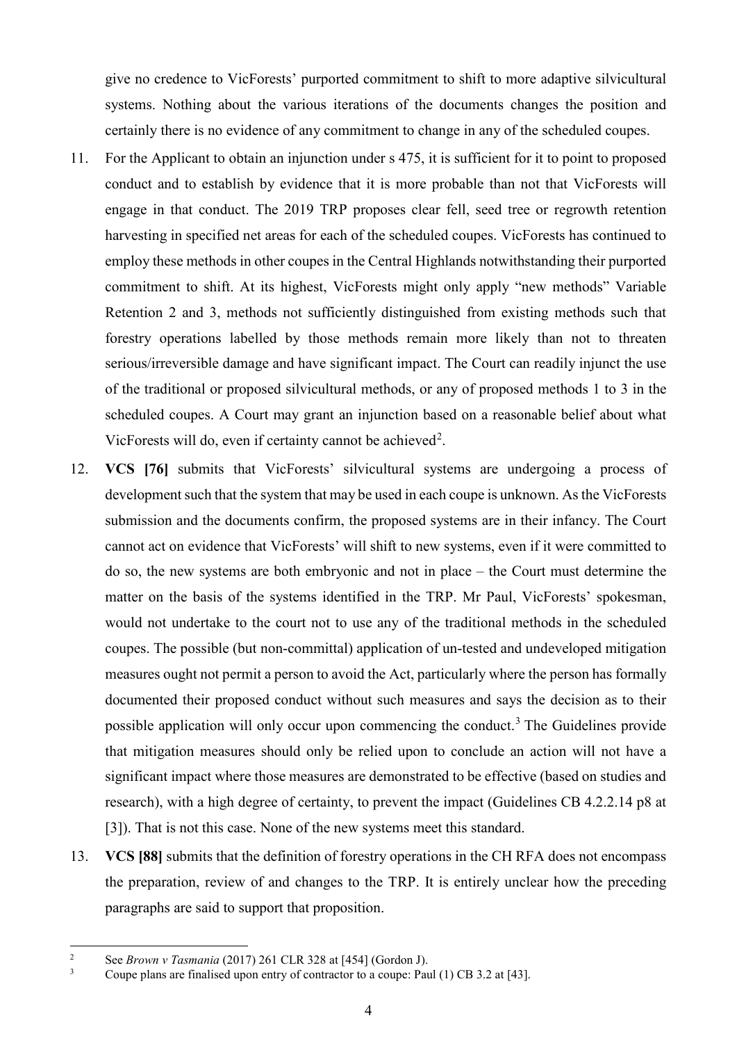give no credence to VicForests' purported commitment to shift to more adaptive silvicultural systems. Nothing about the various iterations of the documents changes the position and certainly there is no evidence of any commitment to change in any of the scheduled coupes.

11. For the Applicant to obtain an injunction under s 475, it is sufficient for it to point to proposed conduct and to establish by evidence that it is more probable than not that VicForests will engage in that conduct. The 2019 TRP proposes clear fell, seed tree or regrowth retention harvesting in specified net areas for each of the scheduled coupes. VicForests has continued to employ these methods in other coupes in the Central Highlands notwithstanding their purported commitment to shift. At its highest, VicForests might only apply "new methods" Variable Retention 2 and 3, methods not sufficiently distinguished from existing methods such that forestry operations labelled by those methods remain more likely than not to threaten serious/irreversible damage and have significant impact. The Court can readily injunct the use of the traditional or proposed silvicultural methods, or any of proposed methods 1 to 3 in the scheduled coupes. A Court may grant an injunction based on a reasonable belief about what VicForests will do, even if certainty cannot be achieved[2].

12. **VCS [76]** submits that VicForests' silvicultural systems are undergoing a process of development such that the system that may be used in each coupe is unknown. As the VicForests submission and the documents confirm, the proposed systems are in their infancy. The Court cannot act on evidence that VicForests' will shift to new systems, even if it were committed to do so, the new systems are both embryonic and not in place – the Court must determine the matter on the basis of the systems identified in the TRP. Mr Paul, VicForests' spokesman, would not undertake to the court not to use any of the traditional methods in the scheduled coupes. The possible (but non-committal) application of un-tested and undeveloped mitigation measures ought not permit a person to avoid the Act, particularly where the person has formally documented their proposed conduct without such measures and says the decision as to their possible application will only occur upon commencing the conduct.[3] The Guidelines provide that mitigation measures should only be relied upon to conclude an action will not have a significant impact where those measures are demonstrated to be effective (based on studies and research), with a high degree of certainty, to prevent the impact (Guidelines CB 4.2.2.14 p8 at [3]). That is not this case. None of the new systems meet this standard.

13. **VCS [88]** submits that the definition of forestry operations in the CH RFA does not encompass the preparation, review of and changes to the TRP. It is entirely unclear how the preceding paragraphs are said to support that proposition.

---

[2] See *Brown v Tasmania* (2017) 261 CLR 328 at [454] (Gordon J).

[3] Coupe plans are finalised upon entry of contractor to a coupe: Paul (1) CB 3.2 at [43].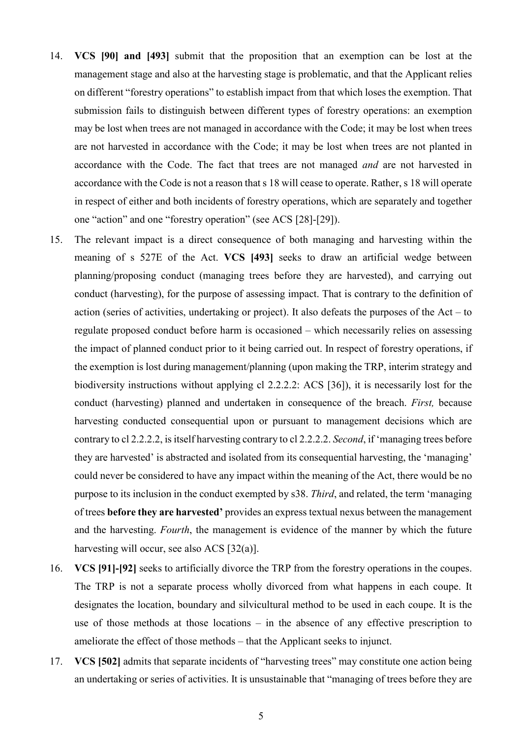14. **VCS [90] and [493]** submit that the proposition that an exemption can be lost at the management stage and also at the harvesting stage is problematic, and that the Applicant relies on different "forestry operations" to establish impact from that which loses the exemption. That submission fails to distinguish between different types of forestry operations: an exemption may be lost when trees are not managed in accordance with the Code; it may be lost when trees are not harvested in accordance with the Code; it may be lost when trees are not planted in accordance with the Code. The fact that trees are not managed *and* are not harvested in accordance with the Code is not a reason that s 18 will cease to operate. Rather, s 18 will operate in respect of either and both incidents of forestry operations, which are separately and together one "action" and one "forestry operation" (see ACS [28]-[29]).

15. The relevant impact is a direct consequence of both managing and harvesting within the meaning of s 527E of the Act. **VCS [493]** seeks to draw an artificial wedge between planning/proposing conduct (managing trees before they are harvested), and carrying out conduct (harvesting), for the purpose of assessing impact. That is contrary to the definition of action (series of activities, undertaking or project). It also defeats the purposes of the Act – to regulate proposed conduct before harm is occasioned – which necessarily relies on assessing the impact of planned conduct prior to it being carried out. In respect of forestry operations, if the exemption is lost during management/planning (upon making the TRP, interim strategy and biodiversity instructions without applying cl 2.2.2.2: ACS [36]), it is necessarily lost for the conduct (harvesting) planned and undertaken in consequence of the breach. *First,* because harvesting conducted consequential upon or pursuant to management decisions which are contrary to cl 2.2.2.2, is itself harvesting contrary to cl 2.2.2.2. *Second*, if 'managing trees before they are harvested' is abstracted and isolated from its consequential harvesting, the 'managing' could never be considered to have any impact within the meaning of the Act, there would be no purpose to its inclusion in the conduct exempted by s38. *Third*, and related, the term 'managing of trees **before they are harvested'** provides an express textual nexus between the management and the harvesting. *Fourth*, the management is evidence of the manner by which the future harvesting will occur, see also ACS [32(a)].

16. **VCS [91]-[92]** seeks to artificially divorce the TRP from the forestry operations in the coupes. The TRP is not a separate process wholly divorced from what happens in each coupe. It designates the location, boundary and silvicultural method to be used in each coupe. It is the use of those methods at those locations – in the absence of any effective prescription to ameliorate the effect of those methods – that the Applicant seeks to injunct.

17. **VCS [502]** admits that separate incidents of "harvesting trees" may constitute one action being an undertaking or series of activities. It is unsustainable that "managing of trees before they are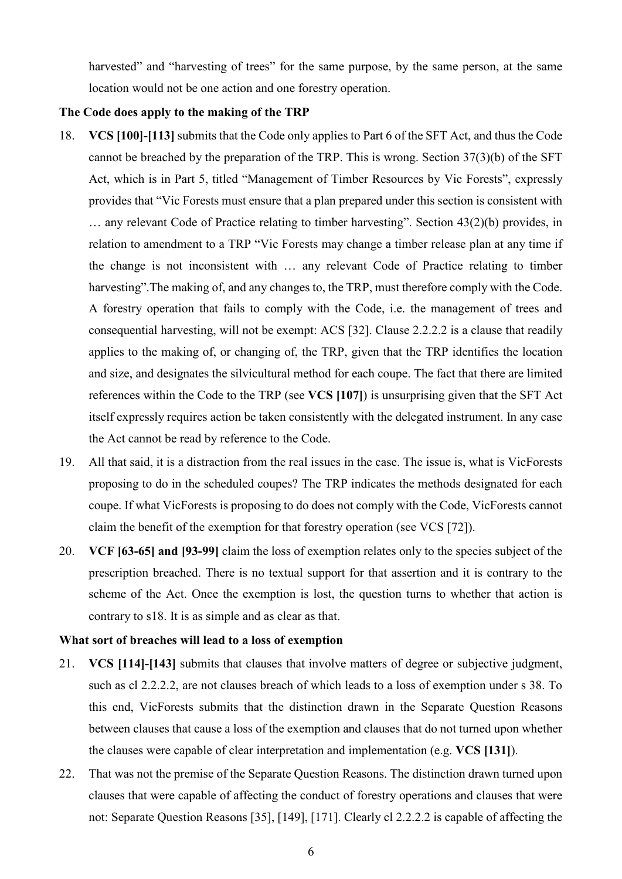harvested" and "harvesting of trees" for the same purpose, by the same person, at the same location would not be one action and one forestry operation.

**The Code does apply to the making of the TRP**

18. **VCS [100]-[113]** submits that the Code only applies to Part 6 of the SFT Act, and thus the Code cannot be breached by the preparation of the TRP. This is wrong. Section 37(3)(b) of the SFT Act, which is in Part 5, titled "Management of Timber Resources by Vic Forests", expressly provides that "Vic Forests must ensure that a plan prepared under this section is consistent with … any relevant Code of Practice relating to timber harvesting". Section 43(2)(b) provides, in relation to amendment to a TRP "Vic Forests may change a timber release plan at any time if the change is not inconsistent with … any relevant Code of Practice relating to timber harvesting".The making of, and any changes to, the TRP, must therefore comply with the Code. A forestry operation that fails to comply with the Code, i.e. the management of trees and consequential harvesting, will not be exempt: ACS [32]. Clause 2.2.2.2 is a clause that readily applies to the making of, or changing of, the TRP, given that the TRP identifies the location and size, and designates the silvicultural method for each coupe. The fact that there are limited references within the Code to the TRP (see **VCS [107]**) is unsurprising given that the SFT Act itself expressly requires action be taken consistently with the delegated instrument. In any case the Act cannot be read by reference to the Code.

19. All that said, it is a distraction from the real issues in the case. The issue is, what is VicForests proposing to do in the scheduled coupes? The TRP indicates the methods designated for each coupe. If what VicForests is proposing to do does not comply with the Code, VicForests cannot claim the benefit of the exemption for that forestry operation (see VCS [72]).

20. **VCF [63-65] and [93-99]** claim the loss of exemption relates only to the species subject of the prescription breached. There is no textual support for that assertion and it is contrary to the scheme of the Act. Once the exemption is lost, the question turns to whether that action is contrary to s18. It is as simple and as clear as that.

**What sort of breaches will lead to a loss of exemption**

21. **VCS [114]-[143]** submits that clauses that involve matters of degree or subjective judgment, such as cl 2.2.2.2, are not clauses breach of which leads to a loss of exemption under s 38. To this end, VicForests submits that the distinction drawn in the Separate Question Reasons between clauses that cause a loss of the exemption and clauses that do not turned upon whether the clauses were capable of clear interpretation and implementation (e.g. **VCS [131]**).

22. That was not the premise of the Separate Question Reasons. The distinction drawn turned upon clauses that were capable of affecting the conduct of forestry operations and clauses that were not: Separate Question Reasons [35], [149], [171]. Clearly cl 2.2.2.2 is capable of affecting the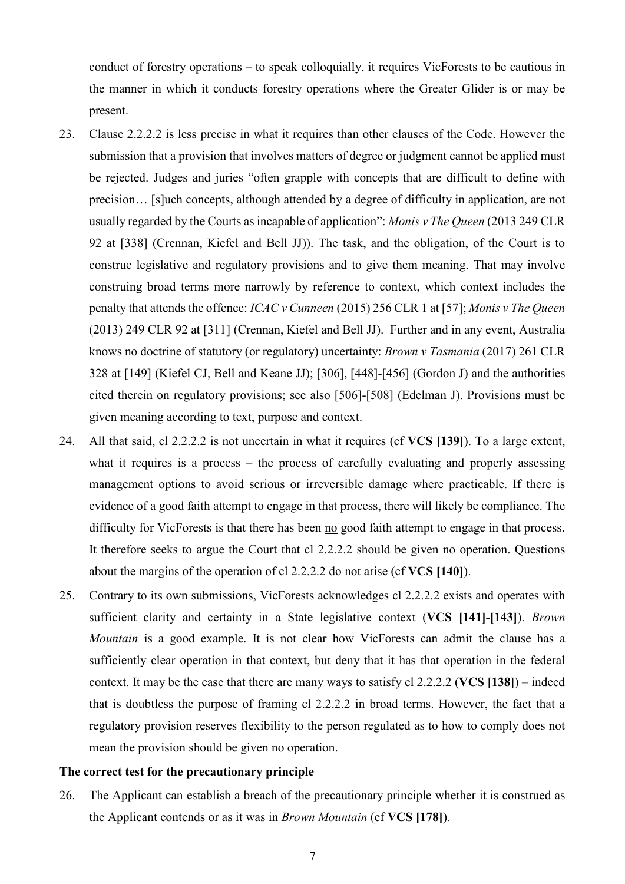conduct of forestry operations – to speak colloquially, it requires VicForests to be cautious in the manner in which it conducts forestry operations where the Greater Glider is or may be present.

23. Clause 2.2.2.2 is less precise in what it requires than other clauses of the Code. However the submission that a provision that involves matters of degree or judgment cannot be applied must be rejected. Judges and juries "often grapple with concepts that are difficult to define with precision… [s]uch concepts, although attended by a degree of difficulty in application, are not usually regarded by the Courts as incapable of application": *Monis v The Queen* (2013 249 CLR 92 at [338] (Crennan, Kiefel and Bell JJ)). The task, and the obligation, of the Court is to construe legislative and regulatory provisions and to give them meaning. That may involve construing broad terms more narrowly by reference to context, which context includes the penalty that attends the offence: *ICAC v Cunneen* (2015) 256 CLR 1 at [57]; *Monis v The Queen* (2013) 249 CLR 92 at [311] (Crennan, Kiefel and Bell JJ). Further and in any event, Australia knows no doctrine of statutory (or regulatory) uncertainty: *Brown v Tasmania* (2017) 261 CLR 328 at [149] (Kiefel CJ, Bell and Keane JJ); [306], [448]-[456] (Gordon J) and the authorities cited therein on regulatory provisions; see also [506]-[508] (Edelman J). Provisions must be given meaning according to text, purpose and context.

24. All that said, cl 2.2.2.2 is not uncertain in what it requires (cf **VCS [139]**). To a large extent, what it requires is a process – the process of carefully evaluating and properly assessing management options to avoid serious or irreversible damage where practicable. If there is evidence of a good faith attempt to engage in that process, there will likely be compliance. The difficulty for VicForests is that there has been <u>no</u> good faith attempt to engage in that process. It therefore seeks to argue the Court that cl 2.2.2.2 should be given no operation. Questions about the margins of the operation of cl 2.2.2.2 do not arise (cf **VCS [140]**).

25. Contrary to its own submissions, VicForests acknowledges cl 2.2.2.2 exists and operates with sufficient clarity and certainty in a State legislative context (**VCS [141]-[143]**). *Brown Mountain* is a good example. It is not clear how VicForests can admit the clause has a sufficiently clear operation in that context, but deny that it has that operation in the federal context. It may be the case that there are many ways to satisfy cl 2.2.2.2 (**VCS [138]**) – indeed that is doubtless the purpose of framing cl 2.2.2.2 in broad terms. However, the fact that a regulatory provision reserves flexibility to the person regulated as to how to comply does not mean the provision should be given no operation.

**The correct test for the precautionary principle**

26. The Applicant can establish a breach of the precautionary principle whether it is construed as the Applicant contends or as it was in *Brown Mountain* (cf **VCS [178]**).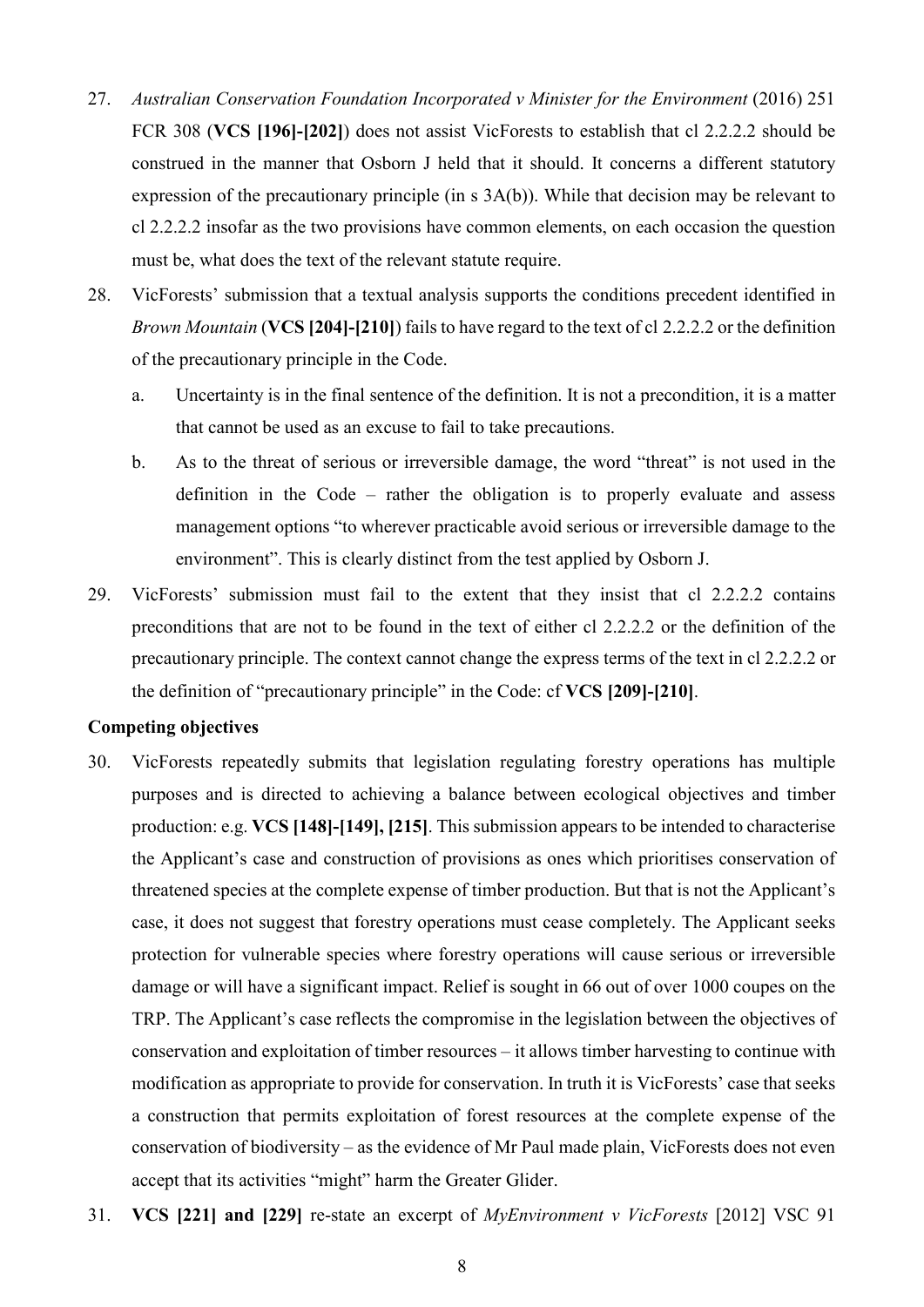27. *Australian Conservation Foundation Incorporated v Minister for the Environment* (2016) 251 FCR 308 (**VCS [196]-[202]**) does not assist VicForests to establish that cl 2.2.2.2 should be construed in the manner that Osborn J held that it should. It concerns a different statutory expression of the precautionary principle (in s 3A(b)). While that decision may be relevant to cl 2.2.2.2 insofar as the two provisions have common elements, on each occasion the question must be, what does the text of the relevant statute require.

28. VicForests' submission that a textual analysis supports the conditions precedent identified in *Brown Mountain* (**VCS [204]-[210]**) fails to have regard to the text of cl 2.2.2.2 or the definition of the precautionary principle in the Code.

    a. Uncertainty is in the final sentence of the definition. It is not a precondition, it is a matter that cannot be used as an excuse to fail to take precautions.

    b. As to the threat of serious or irreversible damage, the word "threat" is not used in the definition in the Code – rather the obligation is to properly evaluate and assess management options "to wherever practicable avoid serious or irreversible damage to the environment". This is clearly distinct from the test applied by Osborn J.

29. VicForests' submission must fail to the extent that they insist that cl 2.2.2.2 contains preconditions that are not to be found in the text of either cl 2.2.2.2 or the definition of the precautionary principle. The context cannot change the express terms of the text in cl 2.2.2.2 or the definition of "precautionary principle" in the Code: cf **VCS [209]-[210]**.

**Competing objectives**

30. VicForests repeatedly submits that legislation regulating forestry operations has multiple purposes and is directed to achieving a balance between ecological objectives and timber production: e.g. **VCS [148]-[149], [215]**. This submission appears to be intended to characterise the Applicant's case and construction of provisions as ones which prioritises conservation of threatened species at the complete expense of timber production. But that is not the Applicant's case, it does not suggest that forestry operations must cease completely. The Applicant seeks protection for vulnerable species where forestry operations will cause serious or irreversible damage or will have a significant impact. Relief is sought in 66 out of over 1000 coupes on the TRP. The Applicant's case reflects the compromise in the legislation between the objectives of conservation and exploitation of timber resources – it allows timber harvesting to continue with modification as appropriate to provide for conservation. In truth it is VicForests' case that seeks a construction that permits exploitation of forest resources at the complete expense of the conservation of biodiversity – as the evidence of Mr Paul made plain, VicForests does not even accept that its activities "might" harm the Greater Glider.

31. **VCS [221] and [229]** re-state an excerpt of *MyEnvironment v VicForests* [2012] VSC 91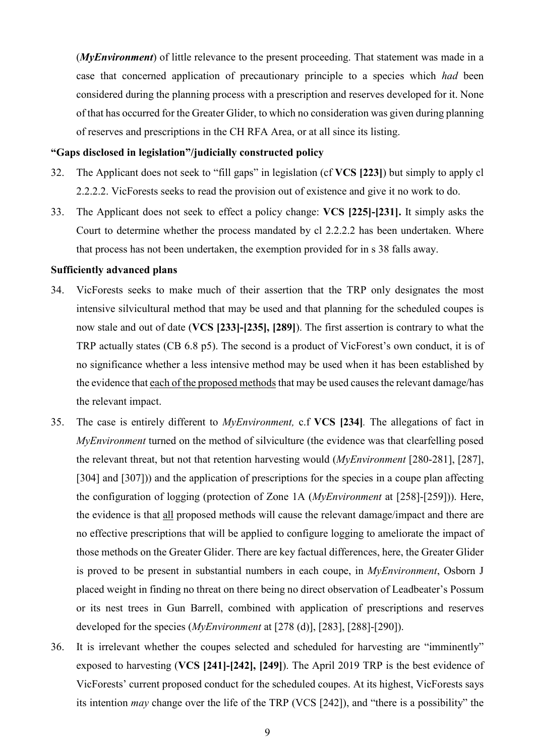(*MyEnvironment*) of little relevance to the present proceeding. That statement was made in a case that concerned application of precautionary principle to a species which *had* been considered during the planning process with a prescription and reserves developed for it. None of that has occurred for the Greater Glider, to which no consideration was given during planning of reserves and prescriptions in the CH RFA Area, or at all since its listing.

**"Gaps disclosed in legislation"/judicially constructed policy**

32. The Applicant does not seek to "fill gaps" in legislation (cf **VCS [223]**) but simply to apply cl 2.2.2.2. VicForests seeks to read the provision out of existence and give it no work to do.

33. The Applicant does not seek to effect a policy change: **VCS [225]-[231].** It simply asks the Court to determine whether the process mandated by cl 2.2.2.2 has been undertaken. Where that process has not been undertaken, the exemption provided for in s 38 falls away.

**Sufficiently advanced plans**

34. VicForests seeks to make much of their assertion that the TRP only designates the most intensive silvicultural method that may be used and that planning for the scheduled coupes is now stale and out of date (**VCS [233]-[235], [289]**). The first assertion is contrary to what the TRP actually states (CB 6.8 p5). The second is a product of VicForest's own conduct, it is of no significance whether a less intensive method may be used when it has been established by the evidence that <u>each of the proposed methods</u> that may be used causes the relevant damage/has the relevant impact.

35. The case is entirely different to *MyEnvironment,* c.f **VCS [234]**. The allegations of fact in *MyEnvironment* turned on the method of silviculture (the evidence was that clearfelling posed the relevant threat, but not that retention harvesting would (*MyEnvironment* [280-281], [287], [304] and [307])) and the application of prescriptions for the species in a coupe plan affecting the configuration of logging (protection of Zone 1A (*MyEnvironment* at [258]-[259])). Here, the evidence is that <u>all</u> proposed methods will cause the relevant damage/impact and there are no effective prescriptions that will be applied to configure logging to ameliorate the impact of those methods on the Greater Glider. There are key factual differences, here, the Greater Glider is proved to be present in substantial numbers in each coupe, in *MyEnvironment*, Osborn J placed weight in finding no threat on there being no direct observation of Leadbeater's Possum or its nest trees in Gun Barrell, combined with application of prescriptions and reserves developed for the species (*MyEnvironment* at [278 (d)], [283], [288]-[290]).

36. It is irrelevant whether the coupes selected and scheduled for harvesting are "imminently" exposed to harvesting (**VCS [241]-[242], [249]**). The April 2019 TRP is the best evidence of VicForests' current proposed conduct for the scheduled coupes. At its highest, VicForests says its intention *may* change over the life of the TRP (VCS [242]), and "there is a possibility" the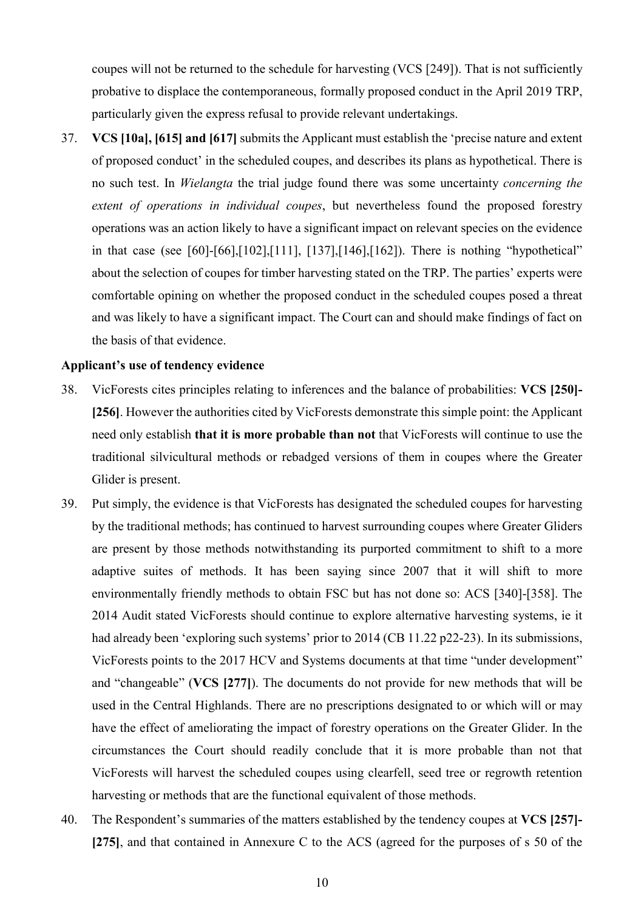coupes will not be returned to the schedule for harvesting (VCS [249]). That is not sufficiently probative to displace the contemporaneous, formally proposed conduct in the April 2019 TRP, particularly given the express refusal to provide relevant undertakings.

37. **VCS [10a], [615] and [617]** submits the Applicant must establish the 'precise nature and extent of proposed conduct' in the scheduled coupes, and describes its plans as hypothetical. There is no such test. In *Wielangta* the trial judge found there was some uncertainty *concerning the extent of operations in individual coupes*, but nevertheless found the proposed forestry operations was an action likely to have a significant impact on relevant species on the evidence in that case (see [60]-[66],[102],[111], [137],[146],[162]). There is nothing "hypothetical" about the selection of coupes for timber harvesting stated on the TRP. The parties' experts were comfortable opining on whether the proposed conduct in the scheduled coupes posed a threat and was likely to have a significant impact. The Court can and should make findings of fact on the basis of that evidence.

**Applicant's use of tendency evidence**

38. VicForests cites principles relating to inferences and the balance of probabilities: **VCS [250]-[256]**. However the authorities cited by VicForests demonstrate this simple point: the Applicant need only establish **that it is more probable than not** that VicForests will continue to use the traditional silvicultural methods or rebadged versions of them in coupes where the Greater Glider is present.

39. Put simply, the evidence is that VicForests has designated the scheduled coupes for harvesting by the traditional methods; has continued to harvest surrounding coupes where Greater Gliders are present by those methods notwithstanding its purported commitment to shift to a more adaptive suites of methods. It has been saying since 2007 that it will shift to more environmentally friendly methods to obtain FSC but has not done so: ACS [340]-[358]. The 2014 Audit stated VicForests should continue to explore alternative harvesting systems, ie it had already been 'exploring such systems' prior to 2014 (CB 11.22 p22-23). In its submissions, VicForests points to the 2017 HCV and Systems documents at that time "under development" and "changeable" (**VCS [277]**). The documents do not provide for new methods that will be used in the Central Highlands. There are no prescriptions designated to or which will or may have the effect of ameliorating the impact of forestry operations on the Greater Glider. In the circumstances the Court should readily conclude that it is more probable than not that VicForests will harvest the scheduled coupes using clearfell, seed tree or regrowth retention harvesting or methods that are the functional equivalent of those methods.

40. The Respondent's summaries of the matters established by the tendency coupes at **VCS [257]-[275]**, and that contained in Annexure C to the ACS (agreed for the purposes of s 50 of the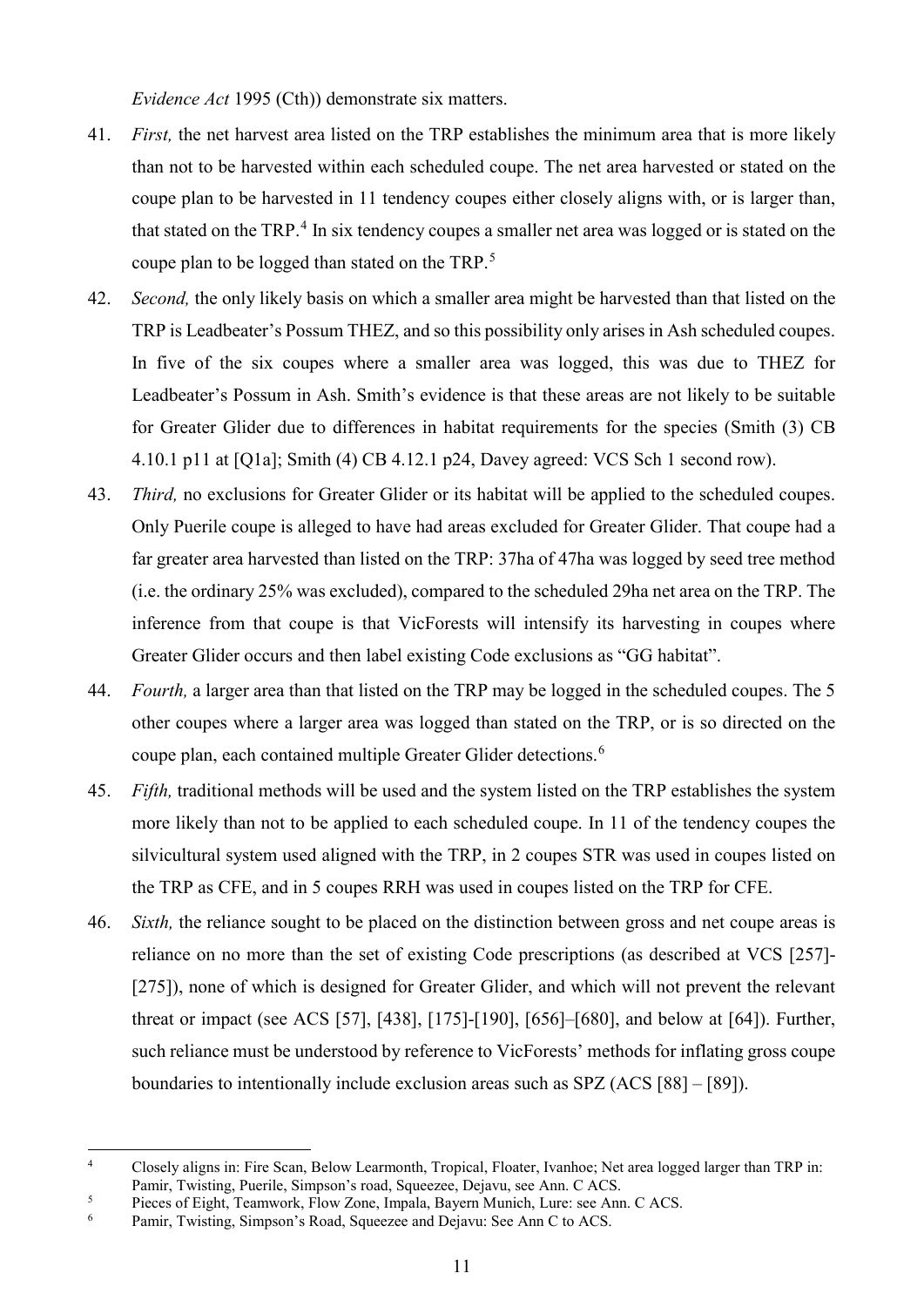*Evidence Act* 1995 (Cth)) demonstrate six matters.

41. *First,* the net harvest area listed on the TRP establishes the minimum area that is more likely than not to be harvested within each scheduled coupe. The net area harvested or stated on the coupe plan to be harvested in 11 tendency coupes either closely aligns with, or is larger than, that stated on the TRP.[4] In six tendency coupes a smaller net area was logged or is stated on the coupe plan to be logged than stated on the TRP.[5]

42. *Second,* the only likely basis on which a smaller area might be harvested than that listed on the TRP is Leadbeater's Possum THEZ, and so this possibility only arises in Ash scheduled coupes. In five of the six coupes where a smaller area was logged, this was due to THEZ for Leadbeater's Possum in Ash. Smith's evidence is that these areas are not likely to be suitable for Greater Glider due to differences in habitat requirements for the species (Smith (3) CB 4.10.1 p11 at [Q1a]; Smith (4) CB 4.12.1 p24, Davey agreed: VCS Sch 1 second row).

43. *Third,* no exclusions for Greater Glider or its habitat will be applied to the scheduled coupes. Only Puerile coupe is alleged to have had areas excluded for Greater Glider. That coupe had a far greater area harvested than listed on the TRP: 37ha of 47ha was logged by seed tree method (i.e. the ordinary 25% was excluded), compared to the scheduled 29ha net area on the TRP. The inference from that coupe is that VicForests will intensify its harvesting in coupes where Greater Glider occurs and then label existing Code exclusions as "GG habitat".

44. *Fourth,* a larger area than that listed on the TRP may be logged in the scheduled coupes. The 5 other coupes where a larger area was logged than stated on the TRP, or is so directed on the coupe plan, each contained multiple Greater Glider detections.[6]

45. *Fifth,* traditional methods will be used and the system listed on the TRP establishes the system more likely than not to be applied to each scheduled coupe. In 11 of the tendency coupes the silvicultural system used aligned with the TRP, in 2 coupes STR was used in coupes listed on the TRP as CFE, and in 5 coupes RRH was used in coupes listed on the TRP for CFE.

46. *Sixth,* the reliance sought to be placed on the distinction between gross and net coupe areas is reliance on no more than the set of existing Code prescriptions (as described at VCS [257]-[275]), none of which is designed for Greater Glider, and which will not prevent the relevant threat or impact (see ACS [57], [438], [175]-[190], [656]–[680], and below at [64]). Further, such reliance must be understood by reference to VicForests' methods for inflating gross coupe boundaries to intentionally include exclusion areas such as SPZ (ACS [88] – [89]).

---

[4] Closely aligns in: Fire Scan, Below Learmonth, Tropical, Floater, Ivanhoe; Net area logged larger than TRP in: Pamir, Twisting, Puerile, Simpson's road, Squeezee, Dejavu, see Ann. C ACS.

[5] Pieces of Eight, Teamwork, Flow Zone, Impala, Bayern Munich, Lure: see Ann. C ACS.

[6] Pamir, Twisting, Simpson's Road, Squeezee and Dejavu: See Ann C to ACS.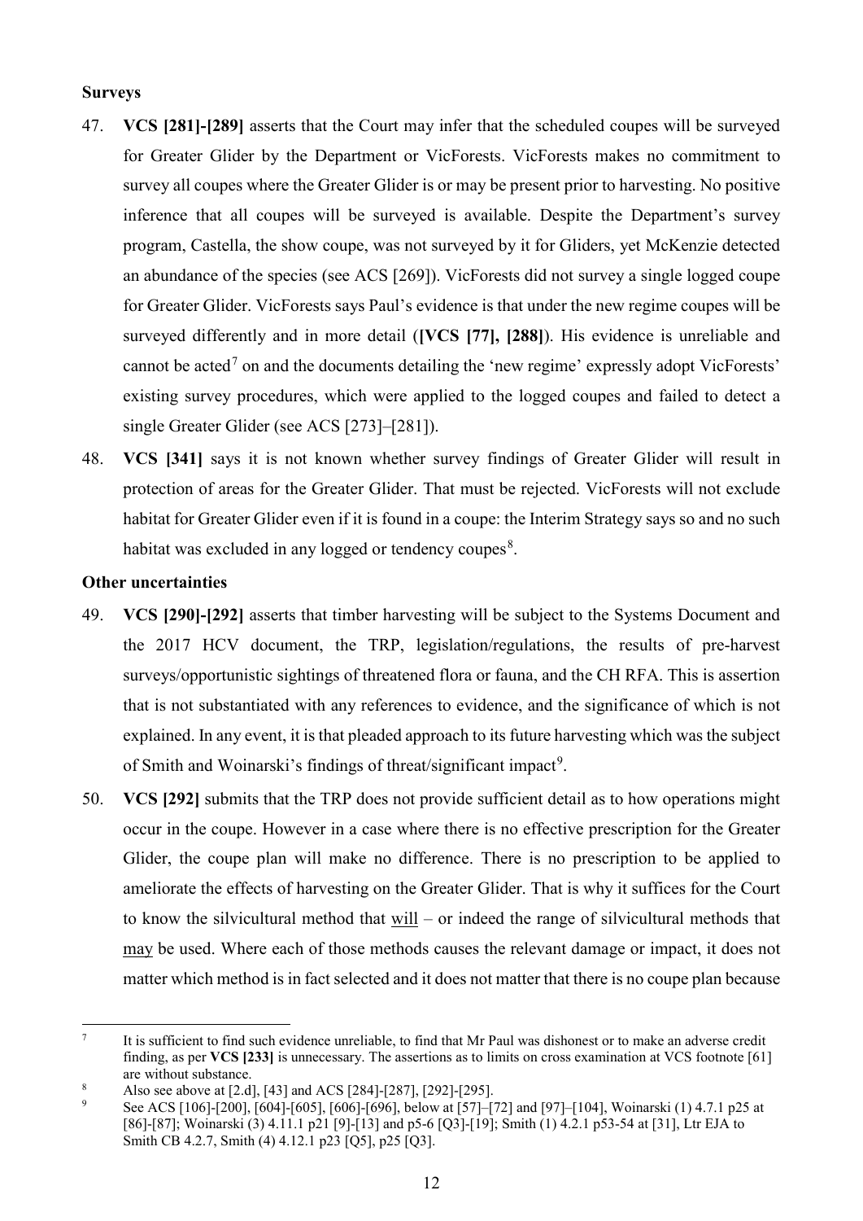**Surveys**

47. **VCS [281]-[289]** asserts that the Court may infer that the scheduled coupes will be surveyed for Greater Glider by the Department or VicForests. VicForests makes no commitment to survey all coupes where the Greater Glider is or may be present prior to harvesting. No positive inference that all coupes will be surveyed is available. Despite the Department's survey program, Castella, the show coupe, was not surveyed by it for Gliders, yet McKenzie detected an abundance of the species (see ACS [269]). VicForests did not survey a single logged coupe for Greater Glider. VicForests says Paul's evidence is that under the new regime coupes will be surveyed differently and in more detail (**[VCS [77], [288]**). His evidence is unreliable and cannot be acted[7] on and the documents detailing the 'new regime' expressly adopt VicForests' existing survey procedures, which were applied to the logged coupes and failed to detect a single Greater Glider (see ACS [273]–[281]).

48. **VCS [341]** says it is not known whether survey findings of Greater Glider will result in protection of areas for the Greater Glider. That must be rejected. VicForests will not exclude habitat for Greater Glider even if it is found in a coupe: the Interim Strategy says so and no such habitat was excluded in any logged or tendency coupes[8].

**Other uncertainties**

49. **VCS [290]-[292]** asserts that timber harvesting will be subject to the Systems Document and the 2017 HCV document, the TRP, legislation/regulations, the results of pre-harvest surveys/opportunistic sightings of threatened flora or fauna, and the CH RFA. This is assertion that is not substantiated with any references to evidence, and the significance of which is not explained. In any event, it is that pleaded approach to its future harvesting which was the subject of Smith and Woinarski's findings of threat/significant impact[9].

50. **VCS [292]** submits that the TRP does not provide sufficient detail as to how operations might occur in the coupe. However in a case where there is no effective prescription for the Greater Glider, the coupe plan will make no difference. There is no prescription to be applied to ameliorate the effects of harvesting on the Greater Glider. That is why it suffices for the Court to know the silvicultural method that <u>will</u> – or indeed the range of silvicultural methods that <u>may</u> be used. Where each of those methods causes the relevant damage or impact, it does not matter which method is in fact selected and it does not matter that there is no coupe plan because

---

[7] It is sufficient to find such evidence unreliable, to find that Mr Paul was dishonest or to make an adverse credit finding, as per **VCS [233]** is unnecessary. The assertions as to limits on cross examination at VCS footnote [61] are without substance.

[8] Also see above at [2.d], [43] and ACS [284]-[287], [292]-[295].

[9] See ACS [106]-[200], [604]-[605], [606]-[696], below at [57]–[72] and [97]–[104], Woinarski (1) 4.7.1 p25 at [86]-[87]; Woinarski (3) 4.11.1 p21 [9]-[13] and p5-6 [Q3]-[19]; Smith (1) 4.2.1 p53-54 at [31], Ltr EJA to Smith CB 4.2.7, Smith (4) 4.12.1 p23 [Q5], p25 [Q3].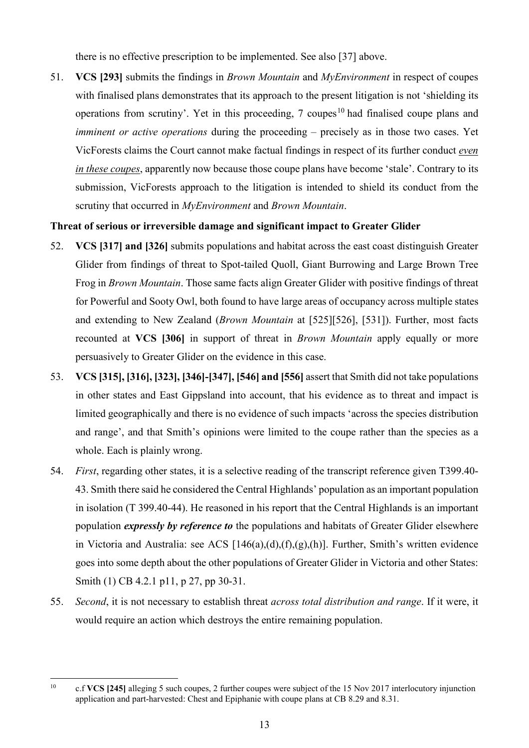there is no effective prescription to be implemented. See also [37] above.

51. **VCS [293]** submits the findings in *Brown Mountain* and *MyEnvironment* in respect of coupes with finalised plans demonstrates that its approach to the present litigation is not 'shielding its operations from scrutiny'. Yet in this proceeding, 7 coupes[10] had finalised coupe plans and *imminent or active operations* during the proceeding – precisely as in those two cases. Yet VicForests claims the Court cannot make factual findings in respect of its further conduct ***even in these coupes***, apparently now because those coupe plans have become 'stale'. Contrary to its submission, VicForests approach to the litigation is intended to shield its conduct from the scrutiny that occurred in *MyEnvironment* and *Brown Mountain*.

**Threat of serious or irreversible damage and significant impact to Greater Glider**

52. **VCS [317] and [326]** submits populations and habitat across the east coast distinguish Greater Glider from findings of threat to Spot-tailed Quoll, Giant Burrowing and Large Brown Tree Frog in *Brown Mountain*. Those same facts align Greater Glider with positive findings of threat for Powerful and Sooty Owl, both found to have large areas of occupancy across multiple states and extending to New Zealand (*Brown Mountain* at [525][526], [531]). Further, most facts recounted at **VCS [306]** in support of threat in *Brown Mountain* apply equally or more persuasively to Greater Glider on the evidence in this case.

53. **VCS [315], [316], [323], [346]-[347], [546] and [556]** assert that Smith did not take populations in other states and East Gippsland into account, that his evidence as to threat and impact is limited geographically and there is no evidence of such impacts 'across the species distribution and range', and that Smith's opinions were limited to the coupe rather than the species as a whole. Each is plainly wrong.

54. *First*, regarding other states, it is a selective reading of the transcript reference given T399.40-43. Smith there said he considered the Central Highlands' population as an important population in isolation (T 399.40-44). He reasoned in his report that the Central Highlands is an important population ***expressly by reference to*** the populations and habitats of Greater Glider elsewhere in Victoria and Australia: see ACS [146(a),(d),(f),(g),(h)]. Further, Smith's written evidence goes into some depth about the other populations of Greater Glider in Victoria and other States: Smith (1) CB 4.2.1 p11, p 27, pp 30-31.

55. *Second*, it is not necessary to establish threat *across total distribution and range*. If it were, it would require an action which destroys the entire remaining population.

---

[10] c.f **VCS [245]** alleging 5 such coupes, 2 further coupes were subject of the 15 Nov 2017 interlocutory injunction application and part-harvested: Chest and Epiphanie with coupe plans at CB 8.29 and 8.31.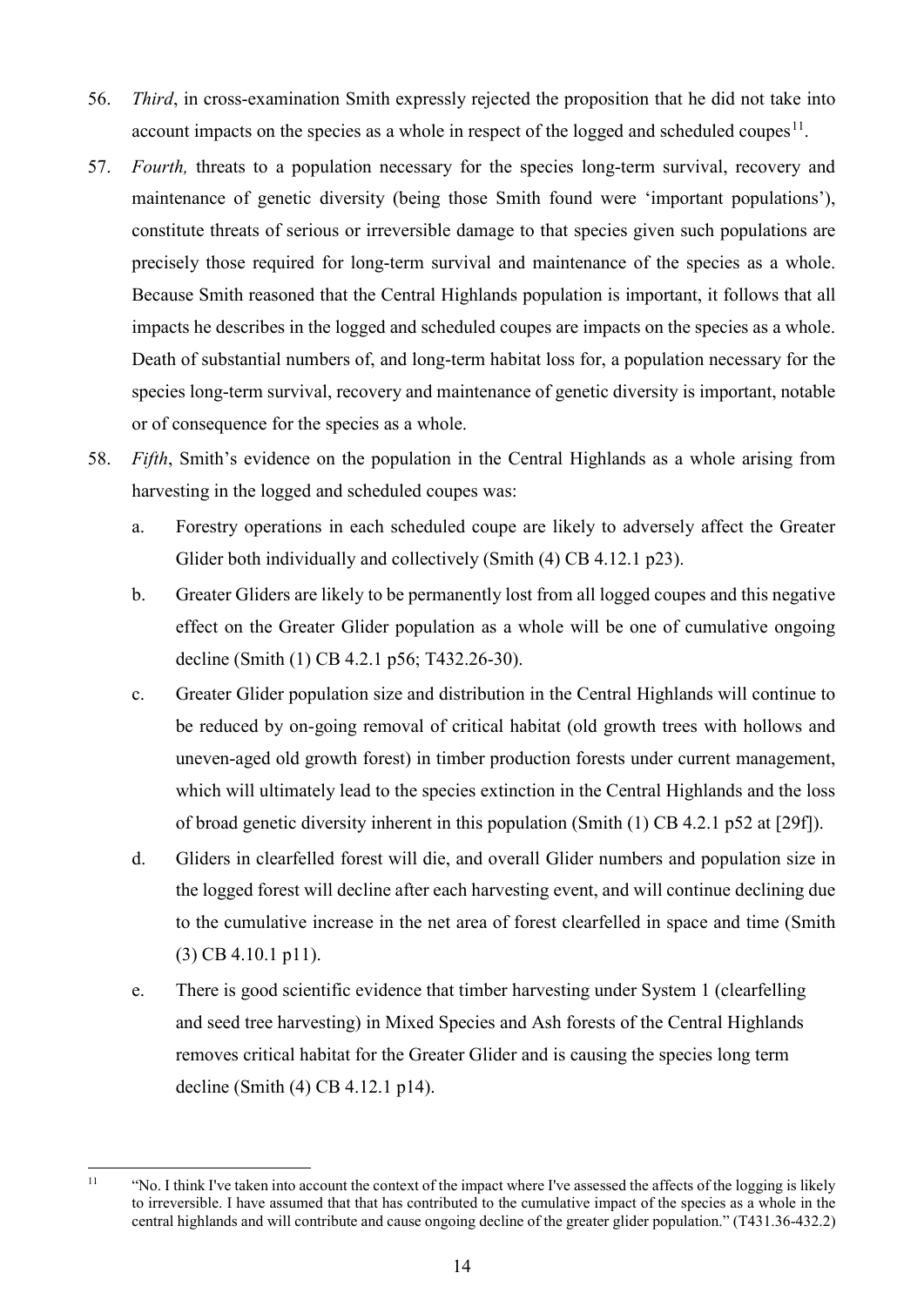56. *Third*, in cross-examination Smith expressly rejected the proposition that he did not take into account impacts on the species as a whole in respect of the logged and scheduled coupes[11].

57. *Fourth,* threats to a population necessary for the species long-term survival, recovery and maintenance of genetic diversity (being those Smith found were 'important populations'), constitute threats of serious or irreversible damage to that species given such populations are precisely those required for long-term survival and maintenance of the species as a whole. Because Smith reasoned that the Central Highlands population is important, it follows that all impacts he describes in the logged and scheduled coupes are impacts on the species as a whole. Death of substantial numbers of, and long-term habitat loss for, a population necessary for the species long-term survival, recovery and maintenance of genetic diversity is important, notable or of consequence for the species as a whole.

58. *Fifth*, Smith's evidence on the population in the Central Highlands as a whole arising from harvesting in the logged and scheduled coupes was:

    a. Forestry operations in each scheduled coupe are likely to adversely affect the Greater Glider both individually and collectively (Smith (4) CB 4.12.1 p23).

    b. Greater Gliders are likely to be permanently lost from all logged coupes and this negative effect on the Greater Glider population as a whole will be one of cumulative ongoing decline (Smith (1) CB 4.2.1 p56; T432.26-30).

    c. Greater Glider population size and distribution in the Central Highlands will continue to be reduced by on-going removal of critical habitat (old growth trees with hollows and uneven-aged old growth forest) in timber production forests under current management, which will ultimately lead to the species extinction in the Central Highlands and the loss of broad genetic diversity inherent in this population (Smith (1) CB 4.2.1 p52 at [29f]).

    d. Gliders in clearfelled forest will die, and overall Glider numbers and population size in the logged forest will decline after each harvesting event, and will continue declining due to the cumulative increase in the net area of forest clearfelled in space and time (Smith (3) CB 4.10.1 p11).

    e. There is good scientific evidence that timber harvesting under System 1 (clearfelling and seed tree harvesting) in Mixed Species and Ash forests of the Central Highlands removes critical habitat for the Greater Glider and is causing the species long term decline (Smith (4) CB 4.12.1 p14).

---

[11] "No. I think I've taken into account the context of the impact where I've assessed the affects of the logging is likely to irreversible. I have assumed that that has contributed to the cumulative impact of the species as a whole in the central highlands and will contribute and cause ongoing decline of the greater glider population." (T431.36-432.2)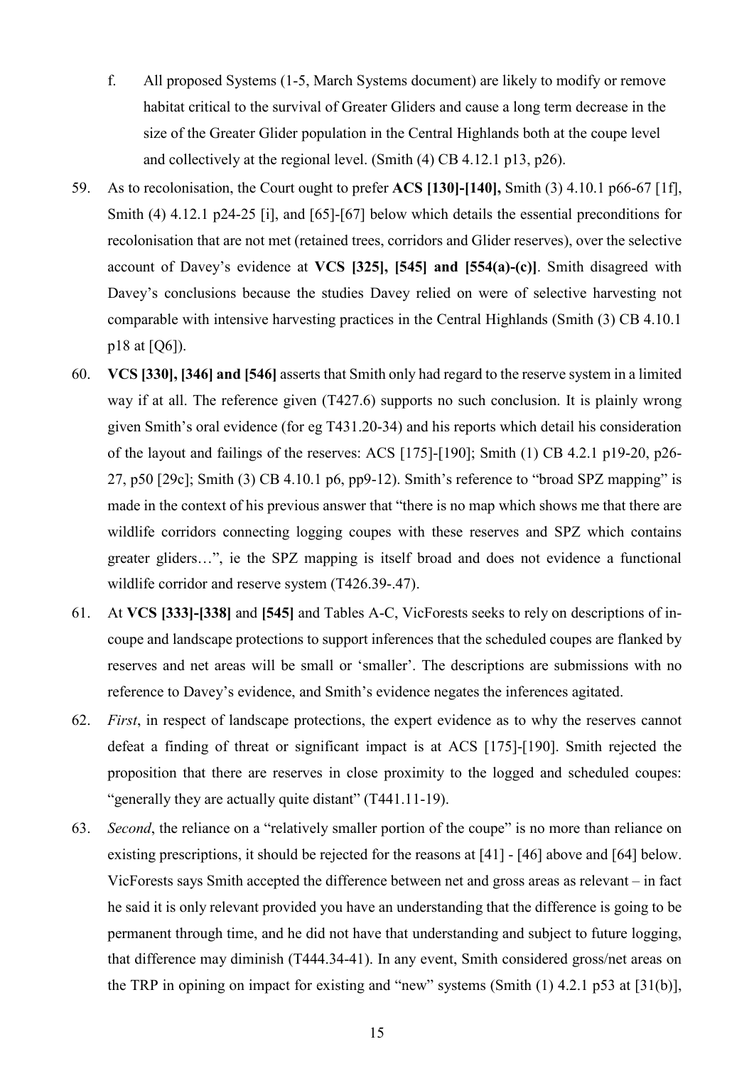f. All proposed Systems (1-5, March Systems document) are likely to modify or remove habitat critical to the survival of Greater Gliders and cause a long term decrease in the size of the Greater Glider population in the Central Highlands both at the coupe level and collectively at the regional level. (Smith (4) CB 4.12.1 p13, p26).

59. As to recolonisation, the Court ought to prefer **ACS [130]-[140],** Smith (3) 4.10.1 p66-67 [1f], Smith (4) 4.12.1 p24-25 [i], and [65]-[67] below which details the essential preconditions for recolonisation that are not met (retained trees, corridors and Glider reserves), over the selective account of Davey's evidence at **VCS [325], [545] and [554(a)-(c)]**. Smith disagreed with Davey's conclusions because the studies Davey relied on were of selective harvesting not comparable with intensive harvesting practices in the Central Highlands (Smith (3) CB 4.10.1 p18 at [Q6]).

60. **VCS [330], [346] and [546]** asserts that Smith only had regard to the reserve system in a limited way if at all. The reference given (T427.6) supports no such conclusion. It is plainly wrong given Smith's oral evidence (for eg T431.20-34) and his reports which detail his consideration of the layout and failings of the reserves: ACS [175]-[190]; Smith (1) CB 4.2.1 p19-20, p26-27, p50 [29c]; Smith (3) CB 4.10.1 p6, pp9-12). Smith's reference to "broad SPZ mapping" is made in the context of his previous answer that "there is no map which shows me that there are wildlife corridors connecting logging coupes with these reserves and SPZ which contains greater gliders…", ie the SPZ mapping is itself broad and does not evidence a functional wildlife corridor and reserve system (T426.39-.47).

61. At **VCS [333]-[338]** and **[545]** and Tables A-C, VicForests seeks to rely on descriptions of in-coupe and landscape protections to support inferences that the scheduled coupes are flanked by reserves and net areas will be small or 'smaller'. The descriptions are submissions with no reference to Davey's evidence, and Smith's evidence negates the inferences agitated.

62. *First*, in respect of landscape protections, the expert evidence as to why the reserves cannot defeat a finding of threat or significant impact is at ACS [175]-[190]. Smith rejected the proposition that there are reserves in close proximity to the logged and scheduled coupes: "generally they are actually quite distant" (T441.11-19).

63. *Second*, the reliance on a "relatively smaller portion of the coupe" is no more than reliance on existing prescriptions, it should be rejected for the reasons at [41] - [46] above and [64] below. VicForests says Smith accepted the difference between net and gross areas as relevant – in fact he said it is only relevant provided you have an understanding that the difference is going to be permanent through time, and he did not have that understanding and subject to future logging, that difference may diminish (T444.34-41). In any event, Smith considered gross/net areas on the TRP in opining on impact for existing and "new" systems (Smith (1) 4.2.1 p53 at [31(b)],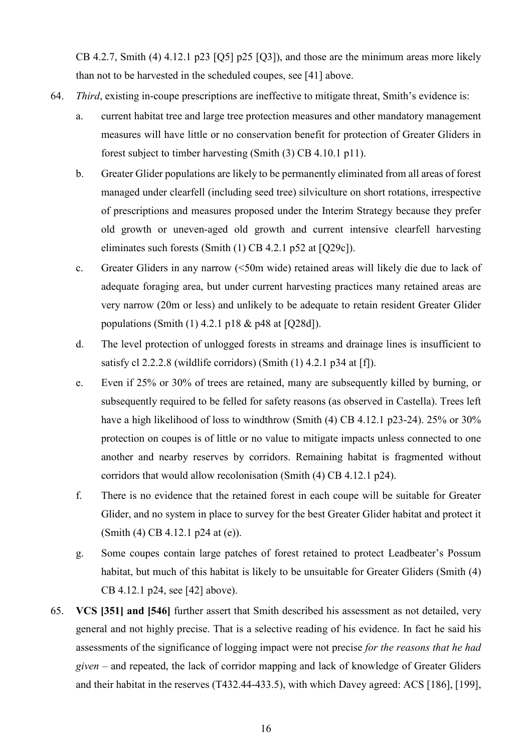CB 4.2.7, Smith (4) 4.12.1 p23 [Q5] p25 [Q3]), and those are the minimum areas more likely than not to be harvested in the scheduled coupes, see [41] above.

64. *Third*, existing in-coupe prescriptions are ineffective to mitigate threat, Smith's evidence is:

    a. current habitat tree and large tree protection measures and other mandatory management measures will have little or no conservation benefit for protection of Greater Gliders in forest subject to timber harvesting (Smith (3) CB 4.10.1 p11).

    b. Greater Glider populations are likely to be permanently eliminated from all areas of forest managed under clearfell (including seed tree) silviculture on short rotations, irrespective of prescriptions and measures proposed under the Interim Strategy because they prefer old growth or uneven-aged old growth and current intensive clearfell harvesting eliminates such forests (Smith (1) CB 4.2.1 p52 at [Q29c]).

    c. Greater Gliders in any narrow (<50m wide) retained areas will likely die due to lack of adequate foraging area, but under current harvesting practices many retained areas are very narrow (20m or less) and unlikely to be adequate to retain resident Greater Glider populations (Smith (1) 4.2.1 p18 & p48 at [Q28d]).

    d. The level protection of unlogged forests in streams and drainage lines is insufficient to satisfy cl 2.2.2.8 (wildlife corridors) (Smith (1) 4.2.1 p34 at [f]).

    e. Even if 25% or 30% of trees are retained, many are subsequently killed by burning, or subsequently required to be felled for safety reasons (as observed in Castella). Trees left have a high likelihood of loss to windthrow (Smith (4) CB 4.12.1 p23-24). 25% or 30% protection on coupes is of little or no value to mitigate impacts unless connected to one another and nearby reserves by corridors. Remaining habitat is fragmented without corridors that would allow recolonisation (Smith (4) CB 4.12.1 p24).

    f. There is no evidence that the retained forest in each coupe will be suitable for Greater Glider, and no system in place to survey for the best Greater Glider habitat and protect it (Smith (4) CB 4.12.1 p24 at (e)).

    g. Some coupes contain large patches of forest retained to protect Leadbeater's Possum habitat, but much of this habitat is likely to be unsuitable for Greater Gliders (Smith (4) CB 4.12.1 p24, see [42] above).

65. **VCS [351] and [546]** further assert that Smith described his assessment as not detailed, very general and not highly precise. That is a selective reading of his evidence. In fact he said his assessments of the significance of logging impact were not precise *for the reasons that he had given* – and repeated, the lack of corridor mapping and lack of knowledge of Greater Gliders and their habitat in the reserves (T432.44-433.5), with which Davey agreed: ACS [186], [199],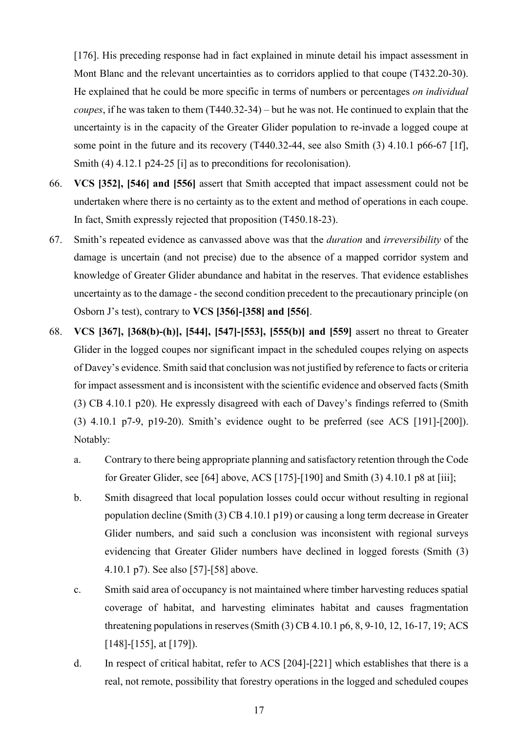[176]. His preceding response had in fact explained in minute detail his impact assessment in Mont Blanc and the relevant uncertainties as to corridors applied to that coupe (T432.20-30). He explained that he could be more specific in terms of numbers or percentages *on individual coupes*, if he was taken to them (T440.32-34) – but he was not. He continued to explain that the uncertainty is in the capacity of the Greater Glider population to re-invade a logged coupe at some point in the future and its recovery (T440.32-44, see also Smith (3) 4.10.1 p66-67 [1f], Smith (4) 4.12.1 p24-25 [i] as to preconditions for recolonisation).

66. **VCS [352], [546] and [556]** assert that Smith accepted that impact assessment could not be undertaken where there is no certainty as to the extent and method of operations in each coupe. In fact, Smith expressly rejected that proposition (T450.18-23).

67. Smith's repeated evidence as canvassed above was that the *duration* and *irreversibility* of the damage is uncertain (and not precise) due to the absence of a mapped corridor system and knowledge of Greater Glider abundance and habitat in the reserves. That evidence establishes uncertainty as to the damage - the second condition precedent to the precautionary principle (on Osborn J's test), contrary to **VCS [356]-[358] and [556]**.

68. **VCS [367], [368(b)-(h)], [544], [547]-[553], [555(b)] and [559]** assert no threat to Greater Glider in the logged coupes nor significant impact in the scheduled coupes relying on aspects of Davey's evidence. Smith said that conclusion was not justified by reference to facts or criteria for impact assessment and is inconsistent with the scientific evidence and observed facts (Smith (3) CB 4.10.1 p20). He expressly disagreed with each of Davey's findings referred to (Smith (3) 4.10.1 p7-9, p19-20). Smith's evidence ought to be preferred (see ACS [191]-[200]). Notably:

    a. Contrary to there being appropriate planning and satisfactory retention through the Code for Greater Glider, see [64] above, ACS [175]-[190] and Smith (3) 4.10.1 p8 at [iii];

    b. Smith disagreed that local population losses could occur without resulting in regional population decline (Smith (3) CB 4.10.1 p19) or causing a long term decrease in Greater Glider numbers, and said such a conclusion was inconsistent with regional surveys evidencing that Greater Glider numbers have declined in logged forests (Smith (3) 4.10.1 p7). See also [57]-[58] above.

    c. Smith said area of occupancy is not maintained where timber harvesting reduces spatial coverage of habitat, and harvesting eliminates habitat and causes fragmentation threatening populations in reserves (Smith (3) CB 4.10.1 p6, 8, 9-10, 12, 16-17, 19; ACS [148]-[155], at [179]).

    d. In respect of critical habitat, refer to ACS [204]-[221] which establishes that there is a real, not remote, possibility that forestry operations in the logged and scheduled coupes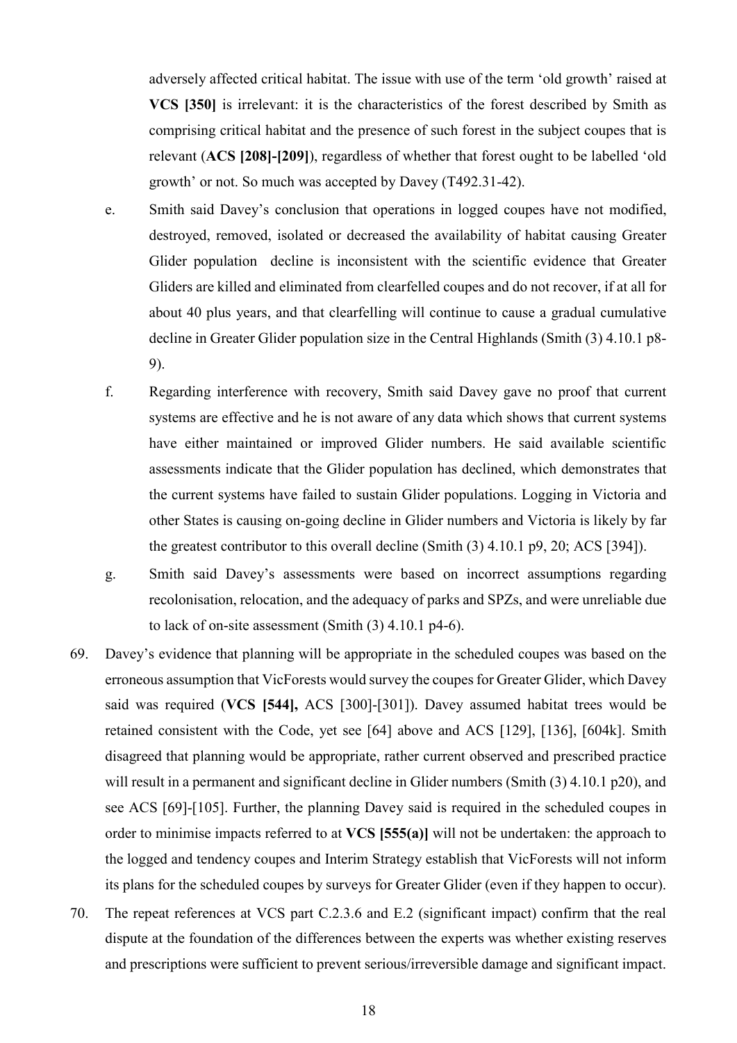adversely affected critical habitat. The issue with use of the term 'old growth' raised at **VCS [350]** is irrelevant: it is the characteristics of the forest described by Smith as comprising critical habitat and the presence of such forest in the subject coupes that is relevant (**ACS [208]-[209]**), regardless of whether that forest ought to be labelled 'old growth' or not. So much was accepted by Davey (T492.31-42).

e. Smith said Davey's conclusion that operations in logged coupes have not modified, destroyed, removed, isolated or decreased the availability of habitat causing Greater Glider population decline is inconsistent with the scientific evidence that Greater Gliders are killed and eliminated from clearfelled coupes and do not recover, if at all for about 40 plus years, and that clearfelling will continue to cause a gradual cumulative decline in Greater Glider population size in the Central Highlands (Smith (3) 4.10.1 p8-9).

f. Regarding interference with recovery, Smith said Davey gave no proof that current systems are effective and he is not aware of any data which shows that current systems have either maintained or improved Glider numbers. He said available scientific assessments indicate that the Glider population has declined, which demonstrates that the current systems have failed to sustain Glider populations. Logging in Victoria and other States is causing on-going decline in Glider numbers and Victoria is likely by far the greatest contributor to this overall decline (Smith (3) 4.10.1 p9, 20; ACS [394]).

g. Smith said Davey's assessments were based on incorrect assumptions regarding recolonisation, relocation, and the adequacy of parks and SPZs, and were unreliable due to lack of on-site assessment (Smith (3) 4.10.1 p4-6).

69. Davey's evidence that planning will be appropriate in the scheduled coupes was based on the erroneous assumption that VicForests would survey the coupes for Greater Glider, which Davey said was required (**VCS [544],** ACS [300]-[301]). Davey assumed habitat trees would be retained consistent with the Code, yet see [64] above and ACS [129], [136], [604k]. Smith disagreed that planning would be appropriate, rather current observed and prescribed practice will result in a permanent and significant decline in Glider numbers (Smith (3) 4.10.1 p20), and see ACS [69]-[105]. Further, the planning Davey said is required in the scheduled coupes in order to minimise impacts referred to at **VCS [555(a)]** will not be undertaken: the approach to the logged and tendency coupes and Interim Strategy establish that VicForests will not inform its plans for the scheduled coupes by surveys for Greater Glider (even if they happen to occur).

70. The repeat references at VCS part C.2.3.6 and E.2 (significant impact) confirm that the real dispute at the foundation of the differences between the experts was whether existing reserves and prescriptions were sufficient to prevent serious/irreversible damage and significant impact.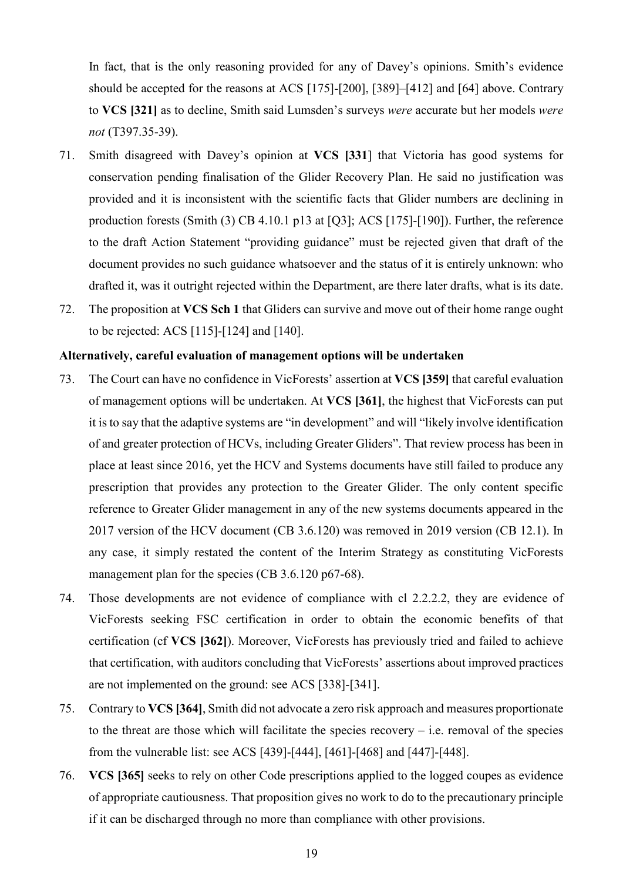In fact, that is the only reasoning provided for any of Davey's opinions. Smith's evidence should be accepted for the reasons at ACS [175]-[200], [389]–[412] and [64] above. Contrary to **VCS [321]** as to decline, Smith said Lumsden's surveys *were* accurate but her models *were not* (T397.35-39).

71. Smith disagreed with Davey's opinion at **VCS [331**] that Victoria has good systems for conservation pending finalisation of the Glider Recovery Plan. He said no justification was provided and it is inconsistent with the scientific facts that Glider numbers are declining in production forests (Smith (3) CB 4.10.1 p13 at [Q3]; ACS [175]-[190]). Further, the reference to the draft Action Statement "providing guidance" must be rejected given that draft of the document provides no such guidance whatsoever and the status of it is entirely unknown: who drafted it, was it outright rejected within the Department, are there later drafts, what is its date.

72. The proposition at **VCS Sch 1** that Gliders can survive and move out of their home range ought to be rejected: ACS [115]-[124] and [140].

**Alternatively, careful evaluation of management options will be undertaken**

73. The Court can have no confidence in VicForests' assertion at **VCS [359]** that careful evaluation of management options will be undertaken. At **VCS [361]**, the highest that VicForests can put it is to say that the adaptive systems are "in development" and will "likely involve identification of and greater protection of HCVs, including Greater Gliders". That review process has been in place at least since 2016, yet the HCV and Systems documents have still failed to produce any prescription that provides any protection to the Greater Glider. The only content specific reference to Greater Glider management in any of the new systems documents appeared in the 2017 version of the HCV document (CB 3.6.120) was removed in 2019 version (CB 12.1). In any case, it simply restated the content of the Interim Strategy as constituting VicForests management plan for the species (CB 3.6.120 p67-68).

74. Those developments are not evidence of compliance with cl 2.2.2.2, they are evidence of VicForests seeking FSC certification in order to obtain the economic benefits of that certification (cf **VCS [362]**). Moreover, VicForests has previously tried and failed to achieve that certification, with auditors concluding that VicForests' assertions about improved practices are not implemented on the ground: see ACS [338]-[341].

75. Contrary to **VCS [364]**, Smith did not advocate a zero risk approach and measures proportionate to the threat are those which will facilitate the species recovery – i.e. removal of the species from the vulnerable list: see ACS [439]-[444], [461]-[468] and [447]-[448].

76. **VCS [365]** seeks to rely on other Code prescriptions applied to the logged coupes as evidence of appropriate cautiousness. That proposition gives no work to do to the precautionary principle if it can be discharged through no more than compliance with other provisions.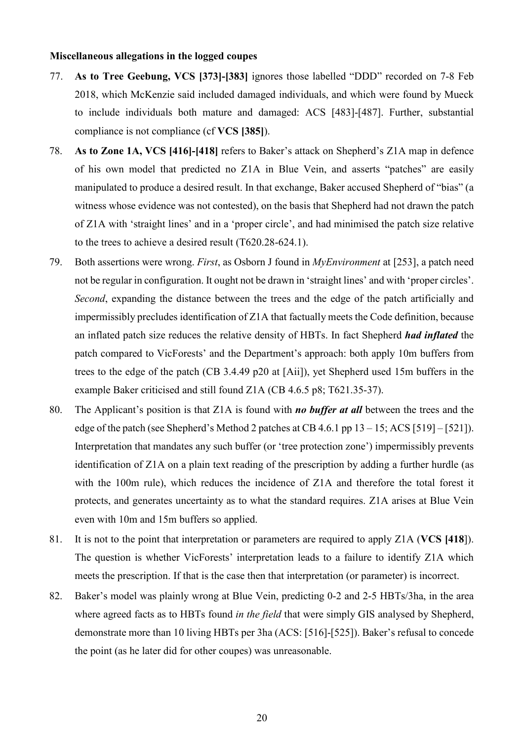**Miscellaneous allegations in the logged coupes**

77. **As to Tree Geebung, VCS [373]-[383]** ignores those labelled "DDD" recorded on 7-8 Feb 2018, which McKenzie said included damaged individuals, and which were found by Mueck to include individuals both mature and damaged: ACS [483]-[487]. Further, substantial compliance is not compliance (cf **VCS [385]**).

78. **As to Zone 1A, VCS [416]-[418]** refers to Baker's attack on Shepherd's Z1A map in defence of his own model that predicted no Z1A in Blue Vein, and asserts "patches" are easily manipulated to produce a desired result. In that exchange, Baker accused Shepherd of "bias" (a witness whose evidence was not contested), on the basis that Shepherd had not drawn the patch of Z1A with 'straight lines' and in a 'proper circle', and had minimised the patch size relative to the trees to achieve a desired result (T620.28-624.1).

79. Both assertions were wrong. *First*, as Osborn J found in *MyEnvironment* at [253], a patch need not be regular in configuration. It ought not be drawn in 'straight lines' and with 'proper circles'. *Second*, expanding the distance between the trees and the edge of the patch artificially and impermissibly precludes identification of Z1A that factually meets the Code definition, because an inflated patch size reduces the relative density of HBTs. In fact Shepherd ***had inflated*** the patch compared to VicForests' and the Department's approach: both apply 10m buffers from trees to the edge of the patch (CB 3.4.49 p20 at [Aii]), yet Shepherd used 15m buffers in the example Baker criticised and still found Z1A (CB 4.6.5 p8; T621.35-37).

80. The Applicant's position is that Z1A is found with ***no buffer at all*** between the trees and the edge of the patch (see Shepherd's Method 2 patches at CB 4.6.1 pp 13 – 15; ACS [519] – [521]). Interpretation that mandates any such buffer (or 'tree protection zone') impermissibly prevents identification of Z1A on a plain text reading of the prescription by adding a further hurdle (as with the 100m rule), which reduces the incidence of Z1A and therefore the total forest it protects, and generates uncertainty as to what the standard requires. Z1A arises at Blue Vein even with 10m and 15m buffers so applied.

81. It is not to the point that interpretation or parameters are required to apply Z1A (**VCS [418]**). The question is whether VicForests' interpretation leads to a failure to identify Z1A which meets the prescription. If that is the case then that interpretation (or parameter) is incorrect.

82. Baker's model was plainly wrong at Blue Vein, predicting 0-2 and 2-5 HBTs/3ha, in the area where agreed facts as to HBTs found *in the field* that were simply GIS analysed by Shepherd, demonstrate more than 10 living HBTs per 3ha (ACS: [516]-[525]). Baker's refusal to concede the point (as he later did for other coupes) was unreasonable.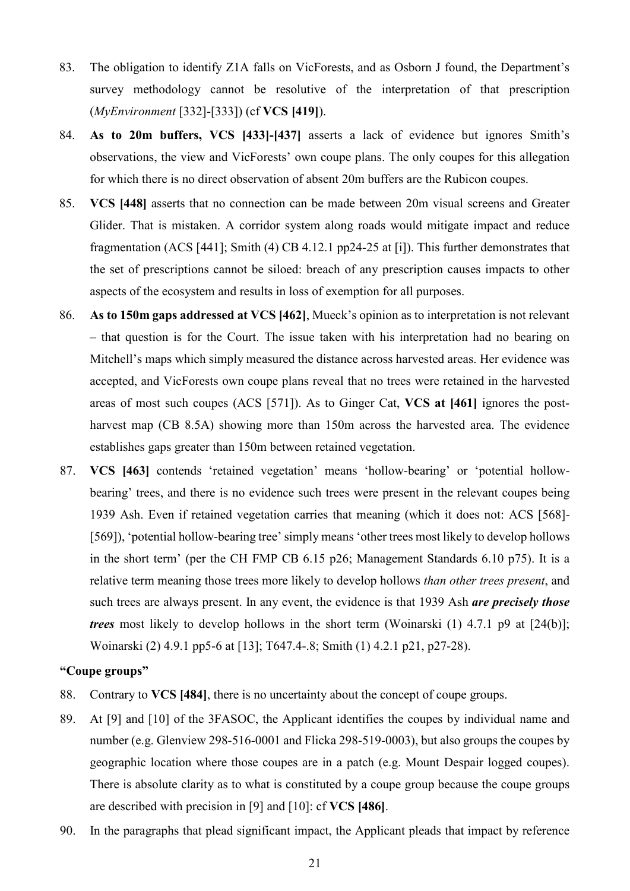83. The obligation to identify Z1A falls on VicForests, and as Osborn J found, the Department's survey methodology cannot be resolutive of the interpretation of that prescription (*MyEnvironment* [332]-[333]) (cf **VCS [419]**).

84. **As to 20m buffers, VCS [433]-[437]** asserts a lack of evidence but ignores Smith's observations, the view and VicForests' own coupe plans. The only coupes for this allegation for which there is no direct observation of absent 20m buffers are the Rubicon coupes.

85. **VCS [448]** asserts that no connection can be made between 20m visual screens and Greater Glider. That is mistaken. A corridor system along roads would mitigate impact and reduce fragmentation (ACS [441]; Smith (4) CB 4.12.1 pp24-25 at [i]). This further demonstrates that the set of prescriptions cannot be siloed: breach of any prescription causes impacts to other aspects of the ecosystem and results in loss of exemption for all purposes.

86. **As to 150m gaps addressed at VCS [462]**, Mueck's opinion as to interpretation is not relevant – that question is for the Court. The issue taken with his interpretation had no bearing on Mitchell's maps which simply measured the distance across harvested areas. Her evidence was accepted, and VicForests own coupe plans reveal that no trees were retained in the harvested areas of most such coupes (ACS [571]). As to Ginger Cat, **VCS at [461]** ignores the post-harvest map (CB 8.5A) showing more than 150m across the harvested area. The evidence establishes gaps greater than 150m between retained vegetation.

87. **VCS [463]** contends 'retained vegetation' means 'hollow-bearing' or 'potential hollow-bearing' trees, and there is no evidence such trees were present in the relevant coupes being 1939 Ash. Even if retained vegetation carries that meaning (which it does not: ACS [568]-[569]), 'potential hollow-bearing tree' simply means 'other trees most likely to develop hollows in the short term' (per the CH FMP CB 6.15 p26; Management Standards 6.10 p75). It is a relative term meaning those trees more likely to develop hollows *than other trees present*, and such trees are always present. In any event, the evidence is that 1939 Ash ***are precisely those trees*** most likely to develop hollows in the short term (Woinarski (1) 4.7.1 p9 at [24(b)]; Woinarski (2) 4.9.1 pp5-6 at [13]; T647.4-.8; Smith (1) 4.2.1 p21, p27-28).

**"Coupe groups"**

88. Contrary to **VCS [484]**, there is no uncertainty about the concept of coupe groups.

89. At [9] and [10] of the 3FASOC, the Applicant identifies the coupes by individual name and number (e.g. Glenview 298-516-0001 and Flicka 298-519-0003), but also groups the coupes by geographic location where those coupes are in a patch (e.g. Mount Despair logged coupes). There is absolute clarity as to what is constituted by a coupe group because the coupe groups are described with precision in [9] and [10]: cf **VCS [486]**.

90. In the paragraphs that plead significant impact, the Applicant pleads that impact by reference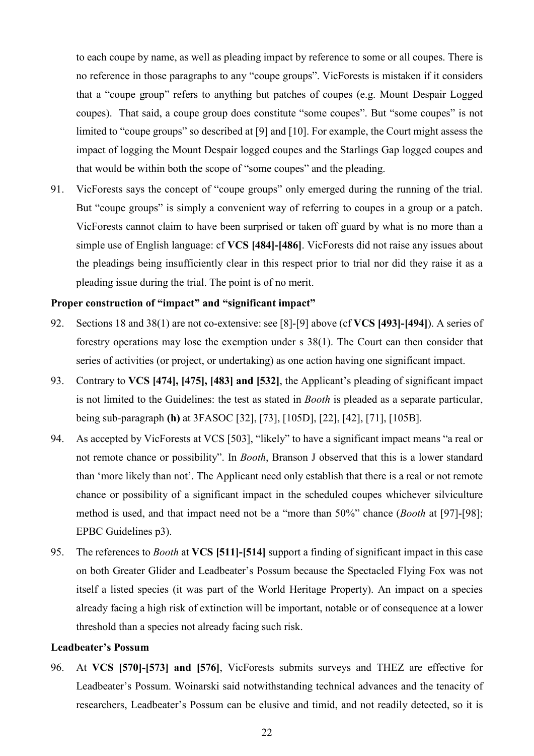to each coupe by name, as well as pleading impact by reference to some or all coupes. There is no reference in those paragraphs to any "coupe groups". VicForests is mistaken if it considers that a "coupe group" refers to anything but patches of coupes (e.g. Mount Despair Logged coupes). That said, a coupe group does constitute "some coupes". But "some coupes" is not limited to "coupe groups" so described at [9] and [10]. For example, the Court might assess the impact of logging the Mount Despair logged coupes and the Starlings Gap logged coupes and that would be within both the scope of "some coupes" and the pleading.

91. VicForests says the concept of "coupe groups" only emerged during the running of the trial. But "coupe groups" is simply a convenient way of referring to coupes in a group or a patch. VicForests cannot claim to have been surprised or taken off guard by what is no more than a simple use of English language: cf **VCS [484]-[486]**. VicForests did not raise any issues about the pleadings being insufficiently clear in this respect prior to trial nor did they raise it as a pleading issue during the trial. The point is of no merit.

**Proper construction of "impact" and "significant impact"**

92. Sections 18 and 38(1) are not co-extensive: see [8]-[9] above (cf **VCS [493]-[494]**). A series of forestry operations may lose the exemption under s 38(1). The Court can then consider that series of activities (or project, or undertaking) as one action having one significant impact.

93. Contrary to **VCS [474], [475], [483] and [532]**, the Applicant's pleading of significant impact is not limited to the Guidelines: the test as stated in *Booth* is pleaded as a separate particular, being sub-paragraph **(h)** at 3FASOC [32], [73], [105D], [22], [42], [71], [105B].

94. As accepted by VicForests at VCS [503], "likely" to have a significant impact means "a real or not remote chance or possibility". In *Booth*, Branson J observed that this is a lower standard than 'more likely than not'. The Applicant need only establish that there is a real or not remote chance or possibility of a significant impact in the scheduled coupes whichever silviculture method is used, and that impact need not be a "more than 50%" chance (*Booth* at [97]-[98]; EPBC Guidelines p3).

95. The references to *Booth* at **VCS [511]-[514]** support a finding of significant impact in this case on both Greater Glider and Leadbeater's Possum because the Spectacled Flying Fox was not itself a listed species (it was part of the World Heritage Property). An impact on a species already facing a high risk of extinction will be important, notable or of consequence at a lower threshold than a species not already facing such risk.

**Leadbeater's Possum**

96. At **VCS [570]-[573] and [576]**, VicForests submits surveys and THEZ are effective for Leadbeater's Possum. Woinarski said notwithstanding technical advances and the tenacity of researchers, Leadbeater's Possum can be elusive and timid, and not readily detected, so it is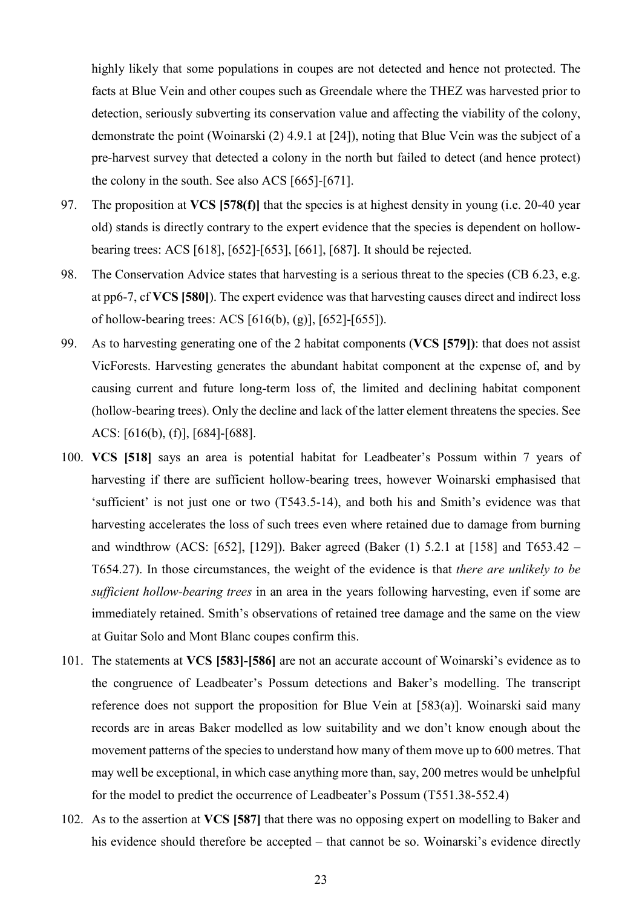highly likely that some populations in coupes are not detected and hence not protected. The facts at Blue Vein and other coupes such as Greendale where the THEZ was harvested prior to detection, seriously subverting its conservation value and affecting the viability of the colony, demonstrate the point (Woinarski (2) 4.9.1 at [24]), noting that Blue Vein was the subject of a pre-harvest survey that detected a colony in the north but failed to detect (and hence protect) the colony in the south. See also ACS [665]-[671].

97. The proposition at **VCS [578(f)]** that the species is at highest density in young (i.e. 20-40 year old) stands is directly contrary to the expert evidence that the species is dependent on hollow-bearing trees: ACS [618], [652]-[653], [661], [687]. It should be rejected.

98. The Conservation Advice states that harvesting is a serious threat to the species (CB 6.23, e.g. at pp6-7, cf **VCS [580]**). The expert evidence was that harvesting causes direct and indirect loss of hollow-bearing trees: ACS [616(b), (g)], [652]-[655]).

99. As to harvesting generating one of the 2 habitat components (**VCS [579])**: that does not assist VicForests. Harvesting generates the abundant habitat component at the expense of, and by causing current and future long-term loss of, the limited and declining habitat component (hollow-bearing trees). Only the decline and lack of the latter element threatens the species. See ACS: [616(b), (f)], [684]-[688].

100. **VCS [518]** says an area is potential habitat for Leadbeater's Possum within 7 years of harvesting if there are sufficient hollow-bearing trees, however Woinarski emphasised that 'sufficient' is not just one or two (T543.5-14), and both his and Smith's evidence was that harvesting accelerates the loss of such trees even where retained due to damage from burning and windthrow (ACS: [652], [129]). Baker agreed (Baker (1) 5.2.1 at [158] and T653.42 – T654.27). In those circumstances, the weight of the evidence is that *there are unlikely to be sufficient hollow-bearing trees* in an area in the years following harvesting, even if some are immediately retained. Smith's observations of retained tree damage and the same on the view at Guitar Solo and Mont Blanc coupes confirm this.

101. The statements at **VCS [583]-[586]** are not an accurate account of Woinarski's evidence as to the congruence of Leadbeater's Possum detections and Baker's modelling. The transcript reference does not support the proposition for Blue Vein at [583(a)]. Woinarski said many records are in areas Baker modelled as low suitability and we don't know enough about the movement patterns of the species to understand how many of them move up to 600 metres. That may well be exceptional, in which case anything more than, say, 200 metres would be unhelpful for the model to predict the occurrence of Leadbeater's Possum (T551.38-552.4)

102. As to the assertion at **VCS [587]** that there was no opposing expert on modelling to Baker and his evidence should therefore be accepted – that cannot be so. Woinarski's evidence directly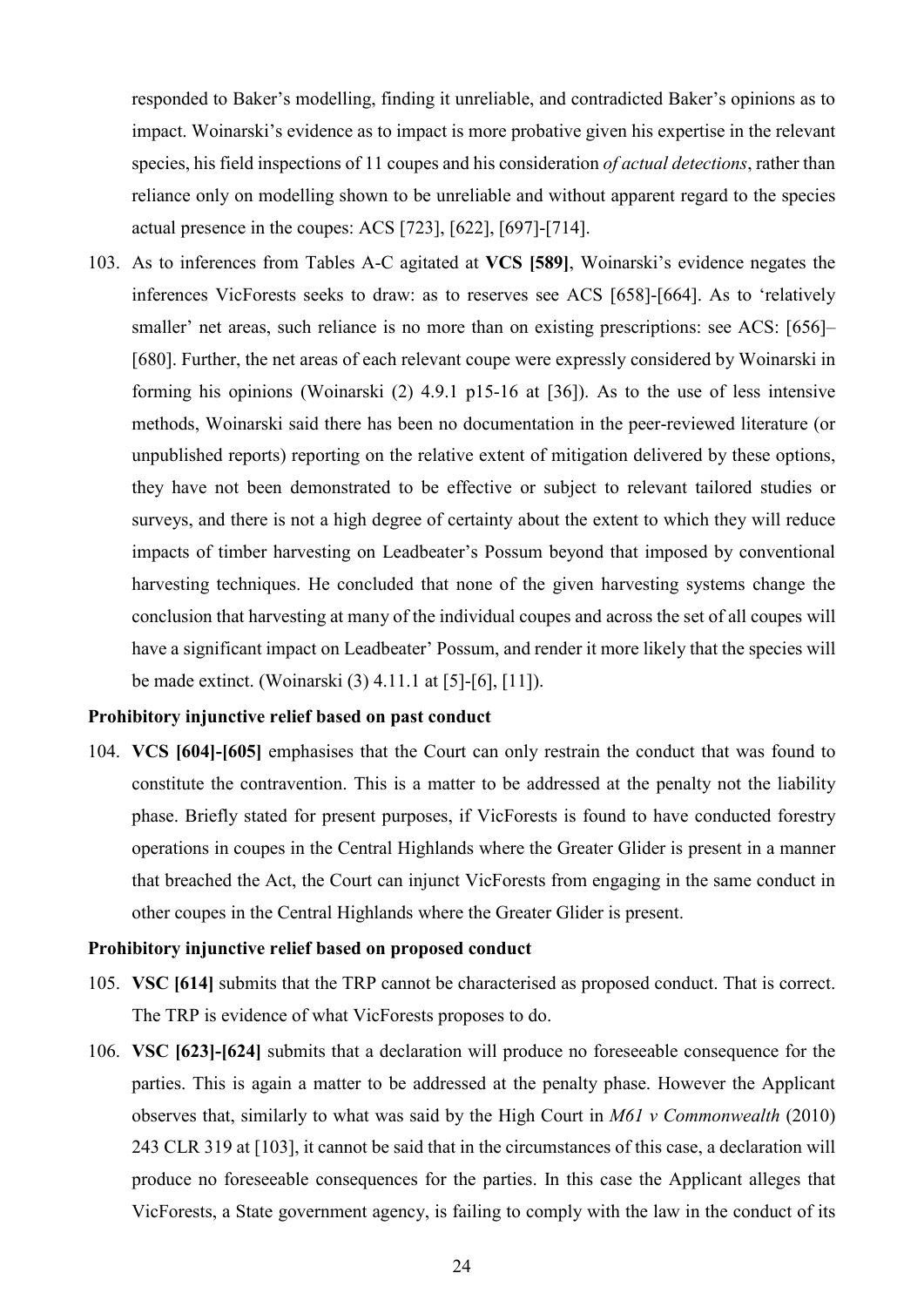responded to Baker's modelling, finding it unreliable, and contradicted Baker's opinions as to impact. Woinarski's evidence as to impact is more probative given his expertise in the relevant species, his field inspections of 11 coupes and his consideration *of actual detections*, rather than reliance only on modelling shown to be unreliable and without apparent regard to the species actual presence in the coupes: ACS [723], [622], [697]-[714].

103. As to inferences from Tables A-C agitated at **VCS [589]**, Woinarski's evidence negates the inferences VicForests seeks to draw: as to reserves see ACS [658]-[664]. As to 'relatively smaller' net areas, such reliance is no more than on existing prescriptions: see ACS: [656]–[680]. Further, the net areas of each relevant coupe were expressly considered by Woinarski in forming his opinions (Woinarski (2) 4.9.1 p15-16 at [36]). As to the use of less intensive methods, Woinarski said there has been no documentation in the peer-reviewed literature (or unpublished reports) reporting on the relative extent of mitigation delivered by these options, they have not been demonstrated to be effective or subject to relevant tailored studies or surveys, and there is not a high degree of certainty about the extent to which they will reduce impacts of timber harvesting on Leadbeater's Possum beyond that imposed by conventional harvesting techniques. He concluded that none of the given harvesting systems change the conclusion that harvesting at many of the individual coupes and across the set of all coupes will have a significant impact on Leadbeater' Possum, and render it more likely that the species will be made extinct. (Woinarski (3) 4.11.1 at [5]-[6], [11]).

**Prohibitory injunctive relief based on past conduct**

104. **VCS [604]-[605]** emphasises that the Court can only restrain the conduct that was found to constitute the contravention. This is a matter to be addressed at the penalty not the liability phase. Briefly stated for present purposes, if VicForests is found to have conducted forestry operations in coupes in the Central Highlands where the Greater Glider is present in a manner that breached the Act, the Court can injunct VicForests from engaging in the same conduct in other coupes in the Central Highlands where the Greater Glider is present.

**Prohibitory injunctive relief based on proposed conduct**

105. **VSC [614]** submits that the TRP cannot be characterised as proposed conduct. That is correct. The TRP is evidence of what VicForests proposes to do.

106. **VSC [623]-[624]** submits that a declaration will produce no foreseeable consequence for the parties. This is again a matter to be addressed at the penalty phase. However the Applicant observes that, similarly to what was said by the High Court in *M61 v Commonwealth* (2010) 243 CLR 319 at [103], it cannot be said that in the circumstances of this case, a declaration will produce no foreseeable consequences for the parties. In this case the Applicant alleges that VicForests, a State government agency, is failing to comply with the law in the conduct of its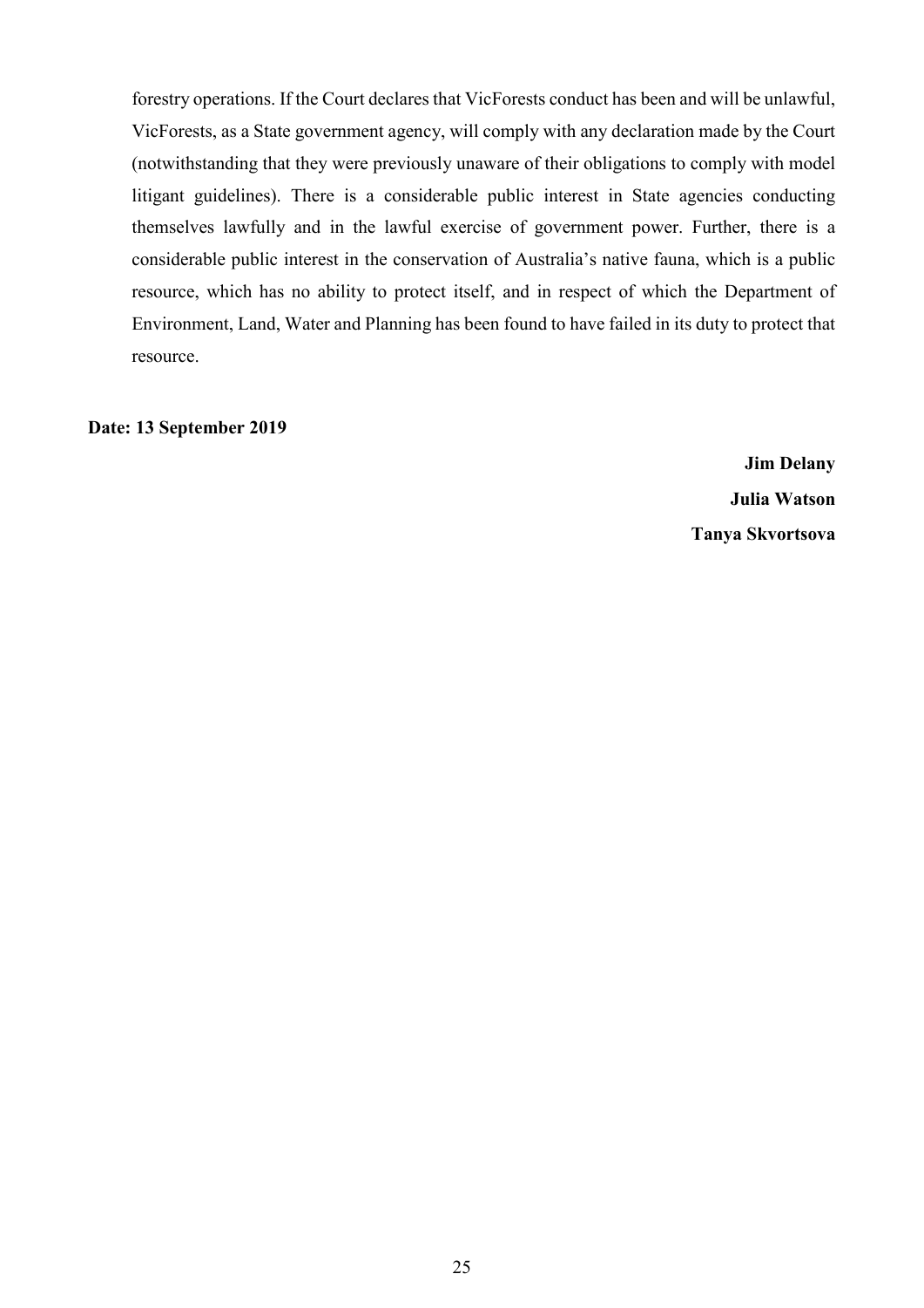forestry operations. If the Court declares that VicForests conduct has been and will be unlawful, VicForests, as a State government agency, will comply with any declaration made by the Court (notwithstanding that they were previously unaware of their obligations to comply with model litigant guidelines). There is a considerable public interest in State agencies conducting themselves lawfully and in the lawful exercise of government power. Further, there is a considerable public interest in the conservation of Australia's native fauna, which is a public resource, which has no ability to protect itself, and in respect of which the Department of Environment, Land, Water and Planning has been found to have failed in its duty to protect that resource.

**Date: 13 September 2019**

**Jim Delany**

**Julia Watson**

**Tanya Skvortsova**